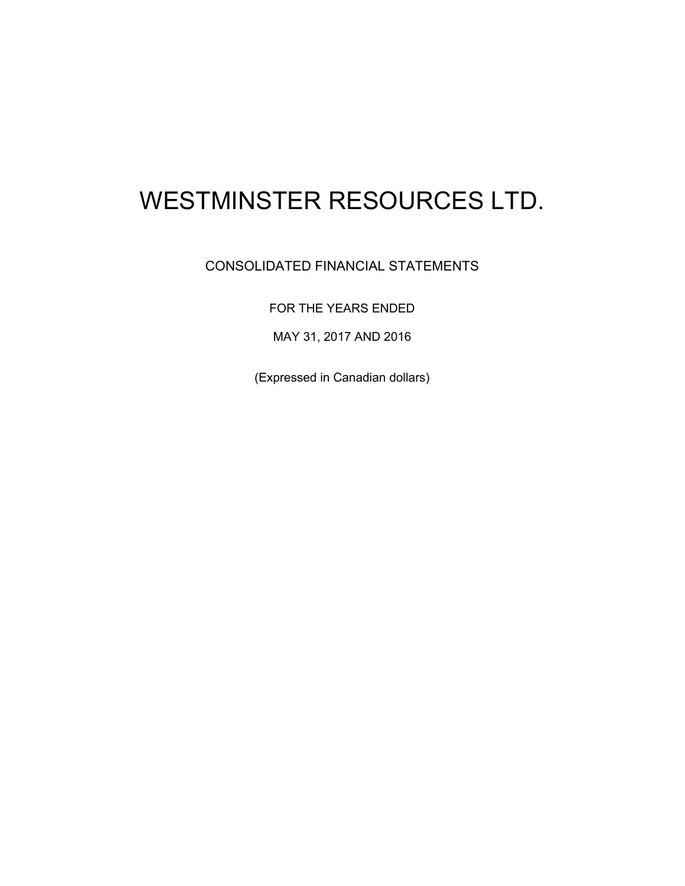# WESTMINSTER RESOURCES LTD.

CONSOLIDATED FINANCIAL STATEMENTS

FOR THE YEARS ENDED

MAY 31, 2017 AND 2016

(Expressed in Canadian dollars)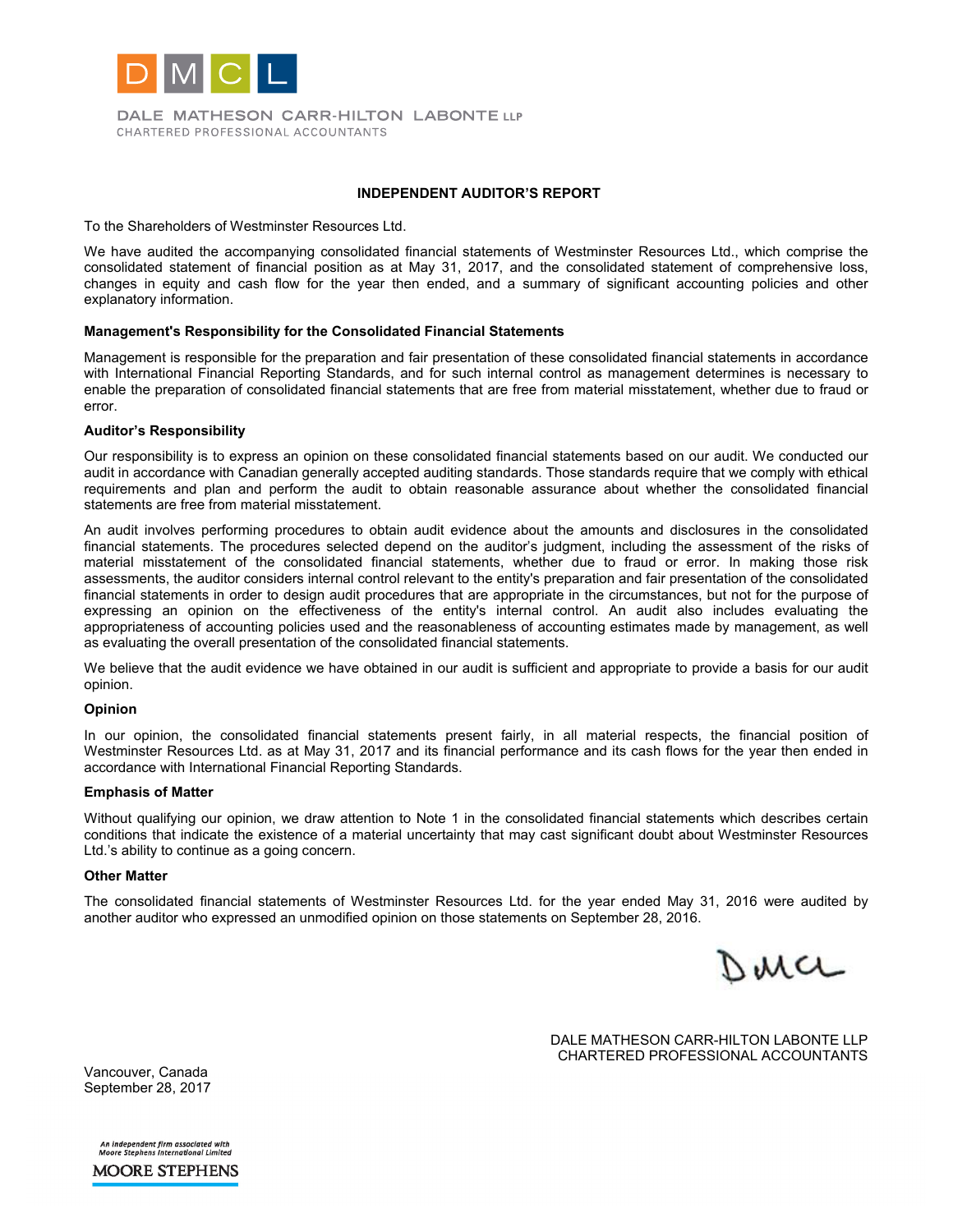DALE MATHESON CARR-HILTON LABONTE LLP
CHARTERED PROFESSIONAL ACCOUNTANTS

# INDEPENDENT AUDITOR'S REPORT

To the Shareholders of Westminster Resources Ltd.

We have audited the accompanying consolidated financial statements of Westminster Resources Ltd., which comprise the consolidated statement of financial position as at May 31, 2017, and the consolidated statement of comprehensive loss, changes in equity and cash flow for the year then ended, and a summary of significant accounting policies and other explanatory information.

**Management's Responsibility for the Consolidated Financial Statements**

Management is responsible for the preparation and fair presentation of these consolidated financial statements in accordance with International Financial Reporting Standards, and for such internal control as management determines is necessary to enable the preparation of consolidated financial statements that are free from material misstatement, whether due to fraud or error.

**Auditor's Responsibility**

Our responsibility is to express an opinion on these consolidated financial statements based on our audit. We conducted our audit in accordance with Canadian generally accepted auditing standards. Those standards require that we comply with ethical requirements and plan and perform the audit to obtain reasonable assurance about whether the consolidated financial statements are free from material misstatement.

An audit involves performing procedures to obtain audit evidence about the amounts and disclosures in the consolidated financial statements. The procedures selected depend on the auditor's judgment, including the assessment of the risks of material misstatement of the consolidated financial statements, whether due to fraud or error. In making those risk assessments, the auditor considers internal control relevant to the entity's preparation and fair presentation of the consolidated financial statements in order to design audit procedures that are appropriate in the circumstances, but not for the purpose of expressing an opinion on the effectiveness of the entity's internal control. An audit also includes evaluating the appropriateness of accounting policies used and the reasonableness of accounting estimates made by management, as well as evaluating the overall presentation of the consolidated financial statements.

We believe that the audit evidence we have obtained in our audit is sufficient and appropriate to provide a basis for our audit opinion.

**Opinion**

In our opinion, the consolidated financial statements present fairly, in all material respects, the financial position of Westminster Resources Ltd. as at May 31, 2017 and its financial performance and its cash flows for the year then ended in accordance with International Financial Reporting Standards.

**Emphasis of Matter**

Without qualifying our opinion, we draw attention to Note 1 in the consolidated financial statements which describes certain conditions that indicate the existence of a material uncertainty that may cast significant doubt about Westminster Resources Ltd.'s ability to continue as a going concern.

**Other Matter**

The consolidated financial statements of Westminster Resources Ltd. for the year ended May 31, 2016 were audited by another auditor who expressed an unmodified opinion on those statements on September 28, 2016.

DMCL

DALE MATHESON CARR-HILTON LABONTE LLP
CHARTERED PROFESSIONAL ACCOUNTANTS

Vancouver, Canada
September 28, 2017

*An independent firm associated with Moore Stephens International Limited*
MOORE STEPHENS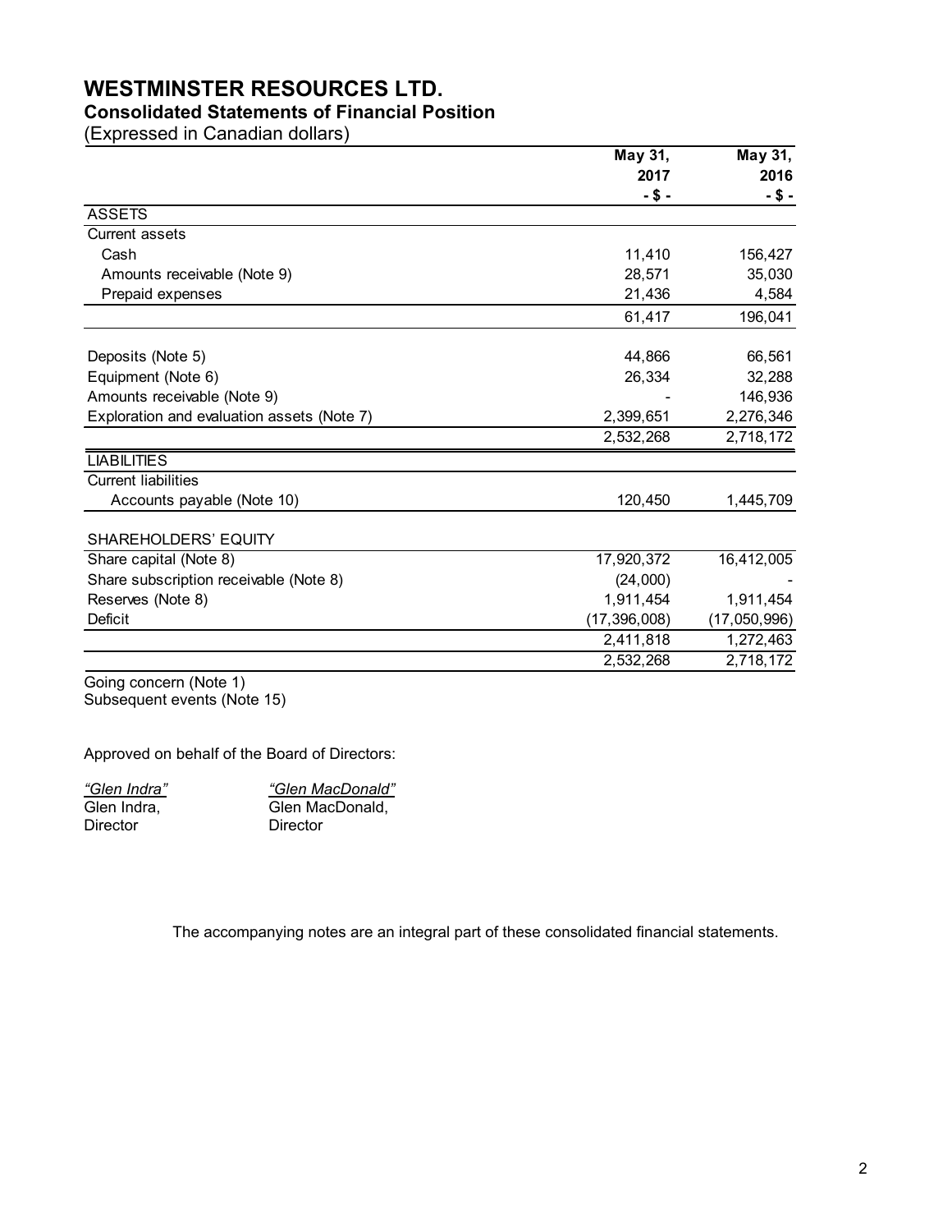# WESTMINSTER RESOURCES LTD.

## Consolidated Statements of Financial Position

(Expressed in Canadian dollars)

| | May 31, 2017 - $ - | May 31, 2016 - $ - |
|---|---|---|
| ASSETS | | |
| Current assets | | |
| Cash | 11,410 | 156,427 |
| Amounts receivable (Note 9) | 28,571 | 35,030 |
| Prepaid expenses | 21,436 | 4,584 |
| | 61,417 | 196,041 |
| Deposits (Note 5) | 44,866 | 66,561 |
| Equipment (Note 6) | 26,334 | 32,288 |
| Amounts receivable (Note 9) | - | 146,936 |
| Exploration and evaluation assets (Note 7) | 2,399,651 | 2,276,346 |
| | 2,532,268 | 2,718,172 |
| LIABILITIES | | |
| Current liabilities | | |
| Accounts payable (Note 10) | 120,450 | 1,445,709 |
| SHAREHOLDERS' EQUITY | | |
| Share capital (Note 8) | 17,920,372 | 16,412,005 |
| Share subscription receivable (Note 8) | (24,000) | - |
| Reserves (Note 8) | 1,911,454 | 1,911,454 |
| Deficit | (17,396,008) | (17,050,996) |
| | 2,411,818 | 1,272,463 |
| | 2,532,268 | 2,718,172 |

Going concern (Note 1)
Subsequent events (Note 15)

Approved on behalf of the Board of Directors:

| *"Glen Indra"* | *"Glen MacDonald"* |
|---|---|
| Glen Indra, | Glen MacDonald, |
| Director | Director |

The accompanying notes are an integral part of these consolidated financial statements.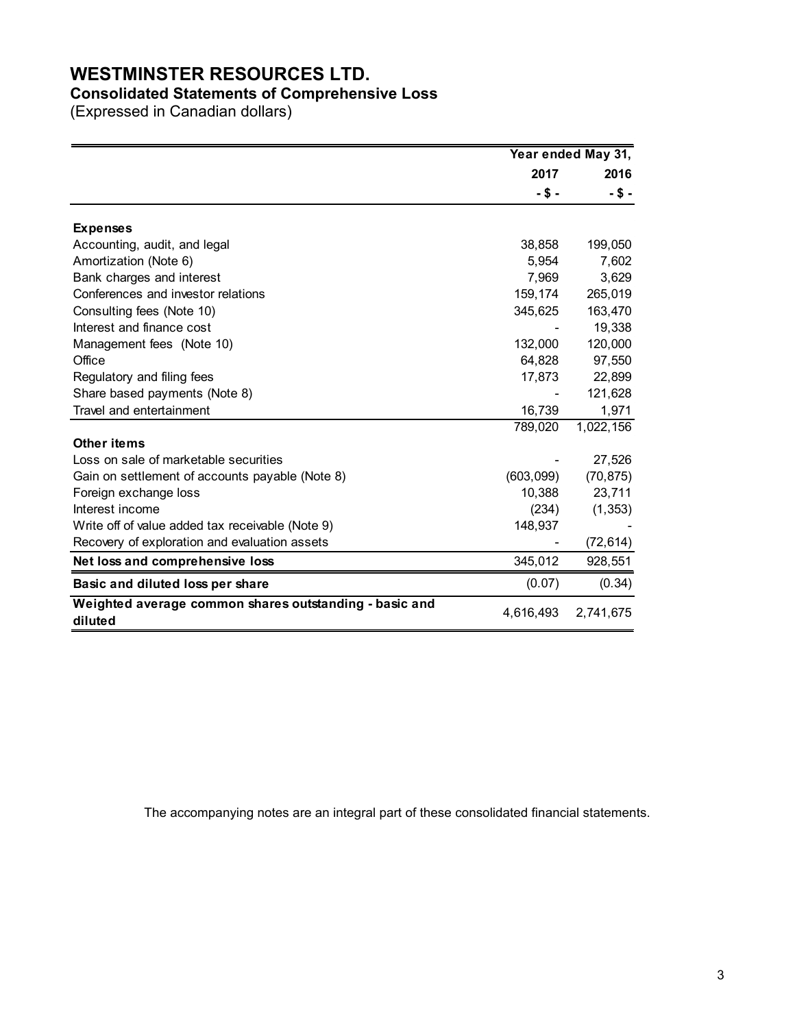# WESTMINSTER RESOURCES LTD.

## Consolidated Statements of Comprehensive Loss

(Expressed in Canadian dollars)

| | Year ended May 31, | |
|---|---|---|
| | 2017 | 2016 |
| | - $ - | - $ - |
| **Expenses** | | |
| Accounting, audit, and legal | 38,858 | 199,050 |
| Amortization (Note 6) | 5,954 | 7,602 |
| Bank charges and interest | 7,969 | 3,629 |
| Conferences and investor relations | 159,174 | 265,019 |
| Consulting fees (Note 10) | 345,625 | 163,470 |
| Interest and finance cost | - | 19,338 |
| Management fees (Note 10) | 132,000 | 120,000 |
| Office | 64,828 | 97,550 |
| Regulatory and filing fees | 17,873 | 22,899 |
| Share based payments (Note 8) | - | 121,628 |
| Travel and entertainment | 16,739 | 1,971 |
| | 789,020 | 1,022,156 |
| **Other items** | | |
| Loss on sale of marketable securities | - | 27,526 |
| Gain on settlement of accounts payable (Note 8) | (603,099) | (70,875) |
| Foreign exchange loss | 10,388 | 23,711 |
| Interest income | (234) | (1,353) |
| Write off of value added tax receivable (Note 9) | 148,937 | - |
| Recovery of exploration and evaluation assets | - | (72,614) |
| **Net loss and comprehensive loss** | 345,012 | 928,551 |
| **Basic and diluted loss per share** | (0.07) | (0.34) |
| **Weighted average common shares outstanding - basic and diluted** | 4,616,493 | 2,741,675 |

The accompanying notes are an integral part of these consolidated financial statements.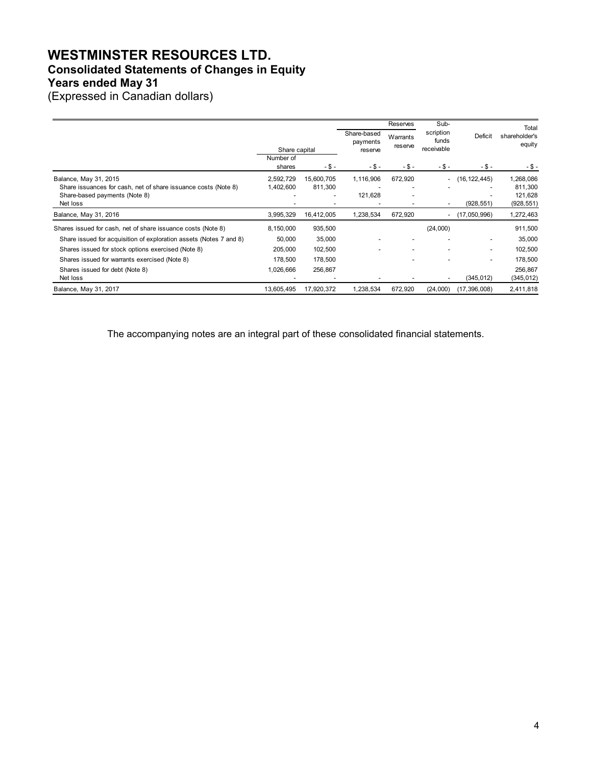# WESTMINSTER RESOURCES LTD.

## Consolidated Statements of Changes in Equity

## Years ended May 31

(Expressed in Canadian dollars)

| | Share capital | | Reserves | | Sub-scription funds receivable | Deficit | Total shareholder's equity |
|---|---|---|---|---|---|---|---|
| | Number of shares | - $ - | Share-based payments reserve<br>- $ - | Warrants reserve<br>- $ - | - $ - | - $ - | - $ - |
| Balance, May 31, 2015 | 2,592,729 | 15,600,705 | 1,116,906 | 672,920 | - | (16,122,445) | 1,268,086 |
| Share issuances for cash, net of share issuance costs (Note 8) | 1,402,600 | 811,300 | - | - | - | - | 811,300 |
| Share-based payments (Note 8) | - | - | 121,628 | - | | - | 121,628 |
| Net loss | - | - | - | - | - | (928,551) | (928,551) |
| Balance, May 31, 2016 | 3,995,329 | 16,412,005 | 1,238,534 | 672,920 | - | (17,050,996) | 1,272,463 |
| Shares issued for cash, net of share issuance costs (Note 8) | 8,150,000 | 935,500 | | | (24,000) | | 911,500 |
| Share issued for acquisition of exploration assets (Notes 7 and 8) | 50,000 | 35,000 | - | - | - | - | 35,000 |
| Shares issued for stock options exercised (Note 8) | 205,000 | 102,500 | - | - | - | - | 102,500 |
| Shares issued for warrants exercised (Note 8) | 178,500 | 178,500 | | - | - | - | 178,500 |
| Shares issued for debt (Note 8) | 1,026,666 | 256,867 | | | | | 256,867 |
| Net loss | - | - | - | - | - | (345,012) | (345,012) |
| Balance, May 31, 2017 | 13,605,495 | 17,920,372 | 1,238,534 | 672,920 | (24,000) | (17,396,008) | 2,411,818 |

The accompanying notes are an integral part of these consolidated financial statements.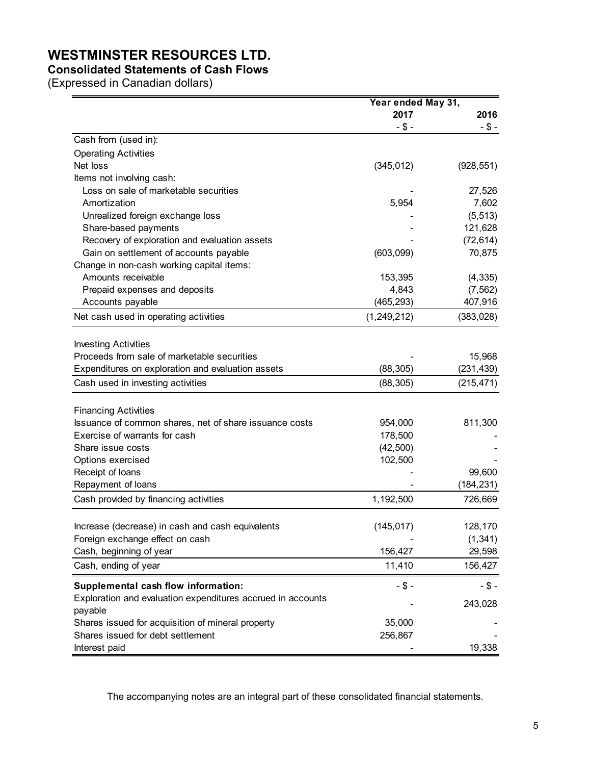# WESTMINSTER RESOURCES LTD.

## Consolidated Statements of Cash Flows

(Expressed in Canadian dollars)

| | Year ended May 31, | |
|---|---|---|
| | 2017 | 2016 |
| | - $ - | - $ - |
| Cash from (used in): | | |
| Operating Activities | | |
| Net loss | (345,012) | (928,551) |
| Items not involving cash: | | |
| Loss on sale of marketable securities | - | 27,526 |
| Amortization | 5,954 | 7,602 |
| Unrealized foreign exchange loss | - | (5,513) |
| Share-based payments | - | 121,628 |
| Recovery of exploration and evaluation assets | - | (72,614) |
| Gain on settlement of accounts payable | (603,099) | 70,875 |
| Change in non-cash working capital items: | | |
| Amounts receivable | 153,395 | (4,335) |
| Prepaid expenses and deposits | 4,843 | (7,562) |
| Accounts payable | (465,293) | 407,916 |
| Net cash used in operating activities | (1,249,212) | (383,028) |
| | | |
| Investing Activities | | |
| Proceeds from sale of marketable securities | - | 15,968 |
| Expenditures on exploration and evaluation assets | (88,305) | (231,439) |
| Cash used in investing activities | (88,305) | (215,471) |
| | | |
| Financing Activities | | |
| Issuance of common shares, net of share issuance costs | 954,000 | 811,300 |
| Exercise of warrants for cash | 178,500 | - |
| Share issue costs | (42,500) | - |
| Options exercised | 102,500 | - |
| Receipt of loans | - | 99,600 |
| Repayment of loans | - | (184,231) |
| Cash provided by financing activities | 1,192,500 | 726,669 |
| | | |
| Increase (decrease) in cash and cash equivalents | (145,017) | 128,170 |
| Foreign exchange effect on cash | - | (1,341) |
| Cash, beginning of year | 156,427 | 29,598 |
| Cash, ending of year | 11,410 | 156,427 |
| | | |
| **Supplemental cash flow information:** | - $ - | - $ - |
| Exploration and evaluation expenditures accrued in accounts payable | - | 243,028 |
| Shares issued for acquisition of mineral property | 35,000 | - |
| Shares issued for debt settlement | 256,867 | - |
| Interest paid | - | 19,338 |

The accompanying notes are an integral part of these consolidated financial statements.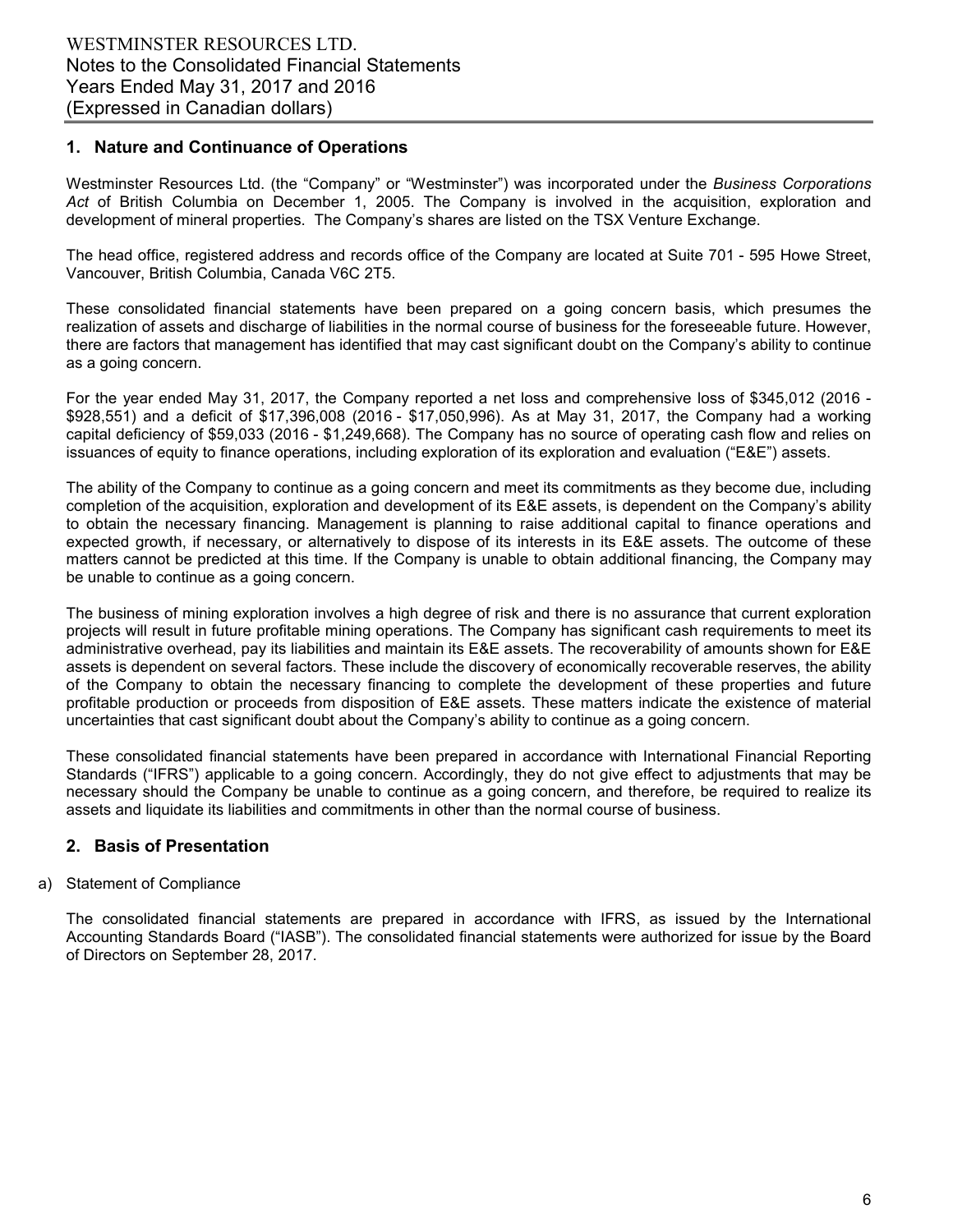## 1. Nature and Continuance of Operations

Westminster Resources Ltd. (the "Company" or "Westminster") was incorporated under the *Business Corporations Act* of British Columbia on December 1, 2005. The Company is involved in the acquisition, exploration and development of mineral properties. The Company's shares are listed on the TSX Venture Exchange.

The head office, registered address and records office of the Company are located at Suite 701 - 595 Howe Street, Vancouver, British Columbia, Canada V6C 2T5.

These consolidated financial statements have been prepared on a going concern basis, which presumes the realization of assets and discharge of liabilities in the normal course of business for the foreseeable future. However, there are factors that management has identified that may cast significant doubt on the Company's ability to continue as a going concern.

For the year ended May 31, 2017, the Company reported a net loss and comprehensive loss of $345,012 (2016 - $928,551) and a deficit of $17,396,008 (2016 - $17,050,996). As at May 31, 2017, the Company had a working capital deficiency of $59,033 (2016 - $1,249,668). The Company has no source of operating cash flow and relies on issuances of equity to finance operations, including exploration of its exploration and evaluation ("E&E") assets.

The ability of the Company to continue as a going concern and meet its commitments as they become due, including completion of the acquisition, exploration and development of its E&E assets, is dependent on the Company's ability to obtain the necessary financing. Management is planning to raise additional capital to finance operations and expected growth, if necessary, or alternatively to dispose of its interests in its E&E assets. The outcome of these matters cannot be predicted at this time. If the Company is unable to obtain additional financing, the Company may be unable to continue as a going concern.

The business of mining exploration involves a high degree of risk and there is no assurance that current exploration projects will result in future profitable mining operations. The Company has significant cash requirements to meet its administrative overhead, pay its liabilities and maintain its E&E assets. The recoverability of amounts shown for E&E assets is dependent on several factors. These include the discovery of economically recoverable reserves, the ability of the Company to obtain the necessary financing to complete the development of these properties and future profitable production or proceeds from disposition of E&E assets. These matters indicate the existence of material uncertainties that cast significant doubt about the Company's ability to continue as a going concern.

These consolidated financial statements have been prepared in accordance with International Financial Reporting Standards ("IFRS") applicable to a going concern. Accordingly, they do not give effect to adjustments that may be necessary should the Company be unable to continue as a going concern, and therefore, be required to realize its assets and liquidate its liabilities and commitments in other than the normal course of business.

## 2. Basis of Presentation

a) Statement of Compliance

The consolidated financial statements are prepared in accordance with IFRS, as issued by the International Accounting Standards Board ("IASB"). The consolidated financial statements were authorized for issue by the Board of Directors on September 28, 2017.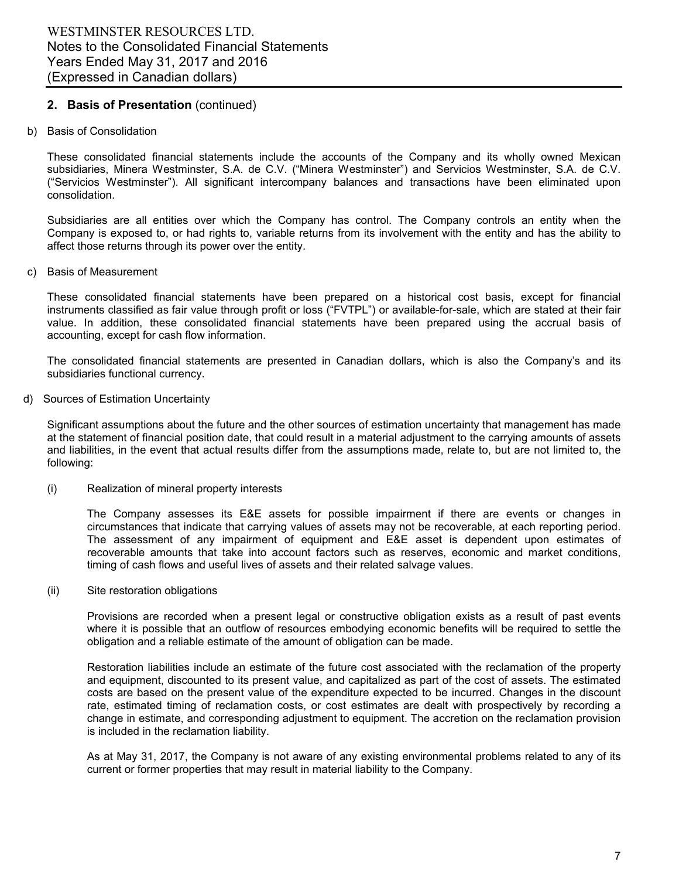## 2. Basis of Presentation (continued)

b) Basis of Consolidation

These consolidated financial statements include the accounts of the Company and its wholly owned Mexican subsidiaries, Minera Westminster, S.A. de C.V. ("Minera Westminster") and Servicios Westminster, S.A. de C.V. ("Servicios Westminster"). All significant intercompany balances and transactions have been eliminated upon consolidation.

Subsidiaries are all entities over which the Company has control. The Company controls an entity when the Company is exposed to, or had rights to, variable returns from its involvement with the entity and has the ability to affect those returns through its power over the entity.

c) Basis of Measurement

These consolidated financial statements have been prepared on a historical cost basis, except for financial instruments classified as fair value through profit or loss ("FVTPL") or available-for-sale, which are stated at their fair value. In addition, these consolidated financial statements have been prepared using the accrual basis of accounting, except for cash flow information.

The consolidated financial statements are presented in Canadian dollars, which is also the Company's and its subsidiaries functional currency.

d) Sources of Estimation Uncertainty

Significant assumptions about the future and the other sources of estimation uncertainty that management has made at the statement of financial position date, that could result in a material adjustment to the carrying amounts of assets and liabilities, in the event that actual results differ from the assumptions made, relate to, but are not limited to, the following:

(i) Realization of mineral property interests

The Company assesses its E&E assets for possible impairment if there are events or changes in circumstances that indicate that carrying values of assets may not be recoverable, at each reporting period. The assessment of any impairment of equipment and E&E asset is dependent upon estimates of recoverable amounts that take into account factors such as reserves, economic and market conditions, timing of cash flows and useful lives of assets and their related salvage values.

(ii) Site restoration obligations

Provisions are recorded when a present legal or constructive obligation exists as a result of past events where it is possible that an outflow of resources embodying economic benefits will be required to settle the obligation and a reliable estimate of the amount of obligation can be made.

Restoration liabilities include an estimate of the future cost associated with the reclamation of the property and equipment, discounted to its present value, and capitalized as part of the cost of assets. The estimated costs are based on the present value of the expenditure expected to be incurred. Changes in the discount rate, estimated timing of reclamation costs, or cost estimates are dealt with prospectively by recording a change in estimate, and corresponding adjustment to equipment. The accretion on the reclamation provision is included in the reclamation liability.

As at May 31, 2017, the Company is not aware of any existing environmental problems related to any of its current or former properties that may result in material liability to the Company.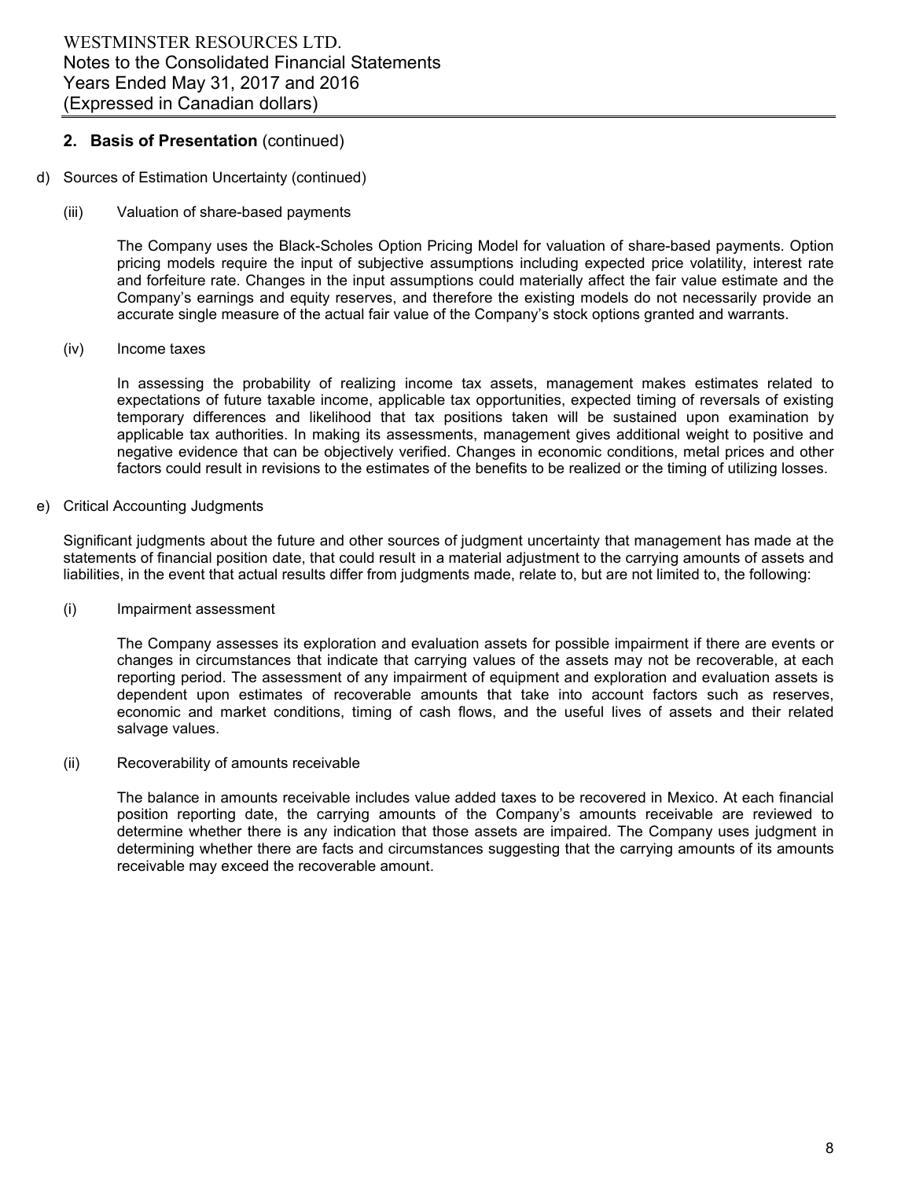## 2. Basis of Presentation (continued)

d) Sources of Estimation Uncertainty (continued)

(iii) Valuation of share-based payments

The Company uses the Black-Scholes Option Pricing Model for valuation of share-based payments. Option pricing models require the input of subjective assumptions including expected price volatility, interest rate and forfeiture rate. Changes in the input assumptions could materially affect the fair value estimate and the Company's earnings and equity reserves, and therefore the existing models do not necessarily provide an accurate single measure of the actual fair value of the Company's stock options granted and warrants.

(iv) Income taxes

In assessing the probability of realizing income tax assets, management makes estimates related to expectations of future taxable income, applicable tax opportunities, expected timing of reversals of existing temporary differences and likelihood that tax positions taken will be sustained upon examination by applicable tax authorities. In making its assessments, management gives additional weight to positive and negative evidence that can be objectively verified. Changes in economic conditions, metal prices and other factors could result in revisions to the estimates of the benefits to be realized or the timing of utilizing losses.

e) Critical Accounting Judgments

Significant judgments about the future and other sources of judgment uncertainty that management has made at the statements of financial position date, that could result in a material adjustment to the carrying amounts of assets and liabilities, in the event that actual results differ from judgments made, relate to, but are not limited to, the following:

(i) Impairment assessment

The Company assesses its exploration and evaluation assets for possible impairment if there are events or changes in circumstances that indicate that carrying values of the assets may not be recoverable, at each reporting period. The assessment of any impairment of equipment and exploration and evaluation assets is dependent upon estimates of recoverable amounts that take into account factors such as reserves, economic and market conditions, timing of cash flows, and the useful lives of assets and their related salvage values.

(ii) Recoverability of amounts receivable

The balance in amounts receivable includes value added taxes to be recovered in Mexico. At each financial position reporting date, the carrying amounts of the Company's amounts receivable are reviewed to determine whether there is any indication that those assets are impaired. The Company uses judgment in determining whether there are facts and circumstances suggesting that the carrying amounts of its amounts receivable may exceed the recoverable amount.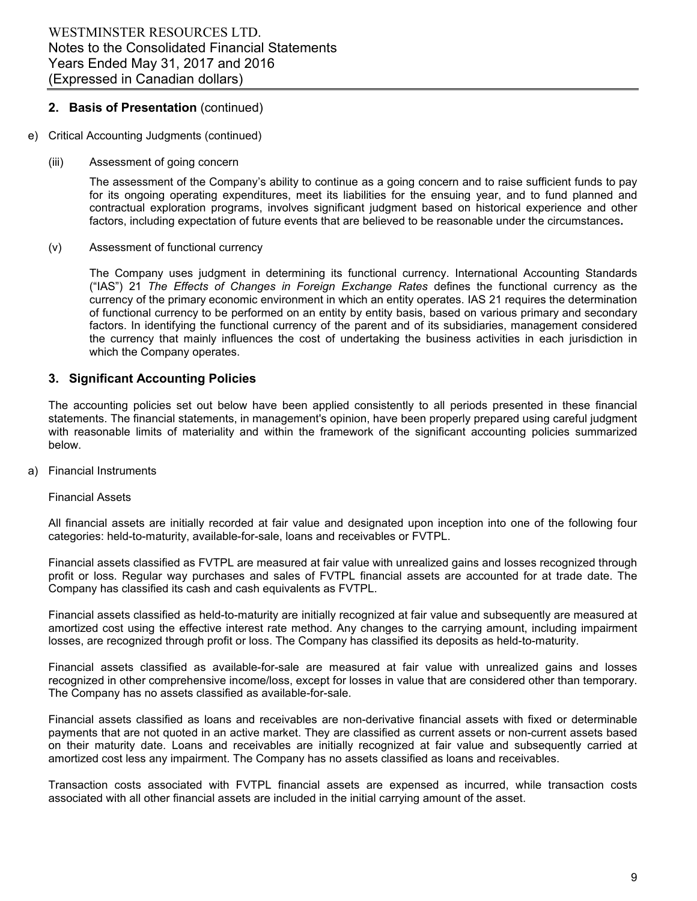## 2. Basis of Presentation (continued)

e) Critical Accounting Judgments (continued)

(iii) Assessment of going concern

The assessment of the Company's ability to continue as a going concern and to raise sufficient funds to pay for its ongoing operating expenditures, meet its liabilities for the ensuing year, and to fund planned and contractual exploration programs, involves significant judgment based on historical experience and other factors, including expectation of future events that are believed to be reasonable under the circumstances**.**

(v) Assessment of functional currency

The Company uses judgment in determining its functional currency. International Accounting Standards ("IAS") 21 *The Effects of Changes in Foreign Exchange Rates* defines the functional currency as the currency of the primary economic environment in which an entity operates. IAS 21 requires the determination of functional currency to be performed on an entity by entity basis, based on various primary and secondary factors. In identifying the functional currency of the parent and of its subsidiaries, management considered the currency that mainly influences the cost of undertaking the business activities in each jurisdiction in which the Company operates.

## 3. Significant Accounting Policies

The accounting policies set out below have been applied consistently to all periods presented in these financial statements. The financial statements, in management's opinion, have been properly prepared using careful judgment with reasonable limits of materiality and within the framework of the significant accounting policies summarized below.

a) Financial Instruments

Financial Assets

All financial assets are initially recorded at fair value and designated upon inception into one of the following four categories: held-to-maturity, available-for-sale, loans and receivables or FVTPL.

Financial assets classified as FVTPL are measured at fair value with unrealized gains and losses recognized through profit or loss. Regular way purchases and sales of FVTPL financial assets are accounted for at trade date. The Company has classified its cash and cash equivalents as FVTPL.

Financial assets classified as held-to-maturity are initially recognized at fair value and subsequently are measured at amortized cost using the effective interest rate method. Any changes to the carrying amount, including impairment losses, are recognized through profit or loss. The Company has classified its deposits as held-to-maturity.

Financial assets classified as available-for-sale are measured at fair value with unrealized gains and losses recognized in other comprehensive income/loss, except for losses in value that are considered other than temporary. The Company has no assets classified as available-for-sale.

Financial assets classified as loans and receivables are non-derivative financial assets with fixed or determinable payments that are not quoted in an active market. They are classified as current assets or non-current assets based on their maturity date. Loans and receivables are initially recognized at fair value and subsequently carried at amortized cost less any impairment. The Company has no assets classified as loans and receivables.

Transaction costs associated with FVTPL financial assets are expensed as incurred, while transaction costs associated with all other financial assets are included in the initial carrying amount of the asset.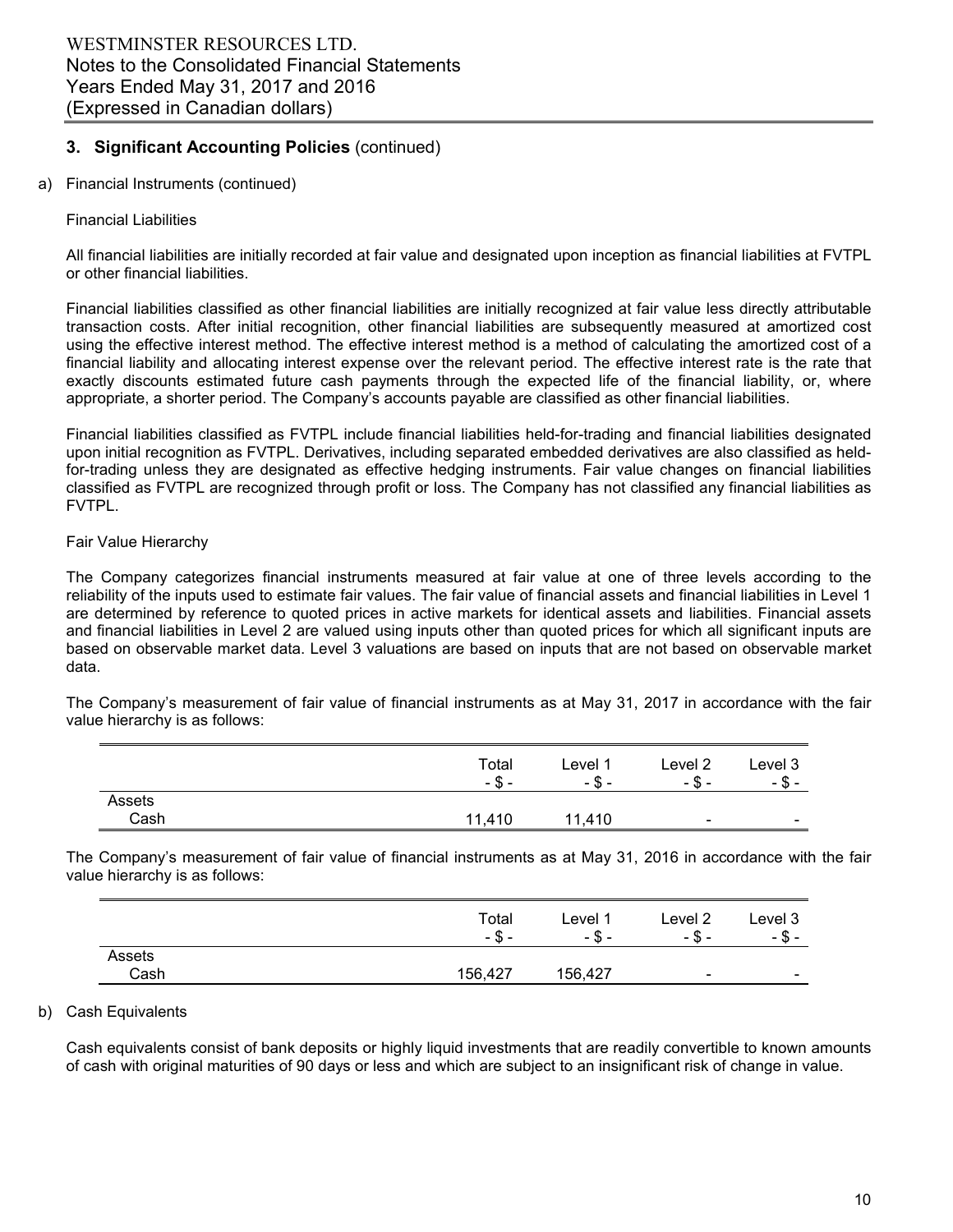## 3. Significant Accounting Policies (continued)

a) Financial Instruments (continued)

Financial Liabilities

All financial liabilities are initially recorded at fair value and designated upon inception as financial liabilities at FVTPL or other financial liabilities.

Financial liabilities classified as other financial liabilities are initially recognized at fair value less directly attributable transaction costs. After initial recognition, other financial liabilities are subsequently measured at amortized cost using the effective interest method. The effective interest method is a method of calculating the amortized cost of a financial liability and allocating interest expense over the relevant period. The effective interest rate is the rate that exactly discounts estimated future cash payments through the expected life of the financial liability, or, where appropriate, a shorter period. The Company's accounts payable are classified as other financial liabilities.

Financial liabilities classified as FVTPL include financial liabilities held-for-trading and financial liabilities designated upon initial recognition as FVTPL. Derivatives, including separated embedded derivatives are also classified as held-for-trading unless they are designated as effective hedging instruments. Fair value changes on financial liabilities classified as FVTPL are recognized through profit or loss. The Company has not classified any financial liabilities as FVTPL.

Fair Value Hierarchy

The Company categorizes financial instruments measured at fair value at one of three levels according to the reliability of the inputs used to estimate fair values. The fair value of financial assets and financial liabilities in Level 1 are determined by reference to quoted prices in active markets for identical assets and liabilities. Financial assets and financial liabilities in Level 2 are valued using inputs other than quoted prices for which all significant inputs are based on observable market data. Level 3 valuations are based on inputs that are not based on observable market data.

The Company's measurement of fair value of financial instruments as at May 31, 2017 in accordance with the fair value hierarchy is as follows:

| | Total<br>- $ - | Level 1<br>- $ - | Level 2<br>- $ - | Level 3<br>- $ - |
|---|---|---|---|---|
| Assets | | | | |
| Cash | 11,410 | 11,410 | - | - |

The Company's measurement of fair value of financial instruments as at May 31, 2016 in accordance with the fair value hierarchy is as follows:

| | Total<br>- $ - | Level 1<br>- $ - | Level 2<br>- $ - | Level 3<br>- $ - |
|---|---|---|---|---|
| Assets | | | | |
| Cash | 156,427 | 156,427 | - | - |

b) Cash Equivalents

Cash equivalents consist of bank deposits or highly liquid investments that are readily convertible to known amounts of cash with original maturities of 90 days or less and which are subject to an insignificant risk of change in value.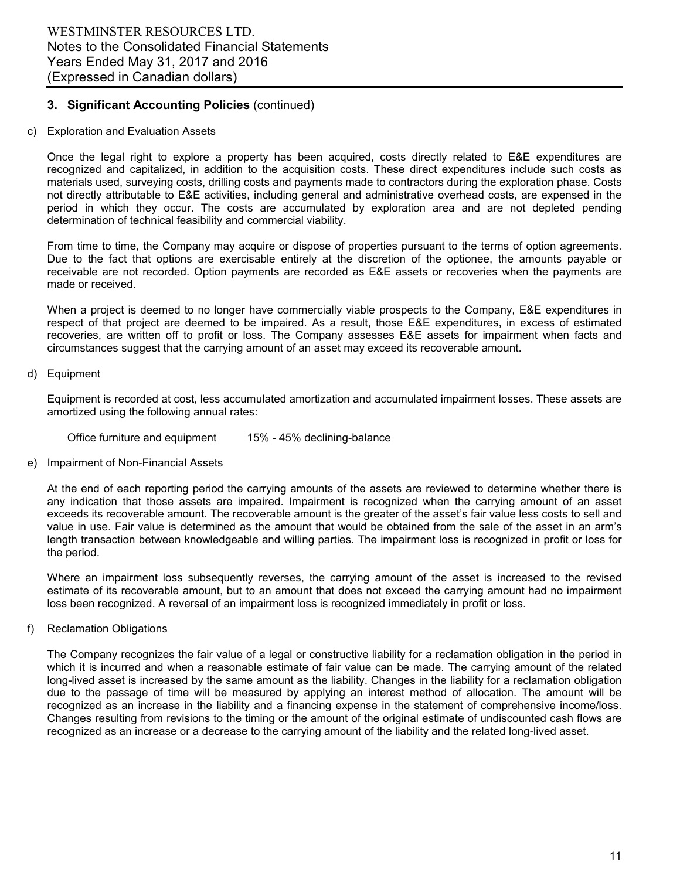## 3. Significant Accounting Policies (continued)

c) Exploration and Evaluation Assets

Once the legal right to explore a property has been acquired, costs directly related to E&E expenditures are recognized and capitalized, in addition to the acquisition costs. These direct expenditures include such costs as materials used, surveying costs, drilling costs and payments made to contractors during the exploration phase. Costs not directly attributable to E&E activities, including general and administrative overhead costs, are expensed in the period in which they occur. The costs are accumulated by exploration area and are not depleted pending determination of technical feasibility and commercial viability.

From time to time, the Company may acquire or dispose of properties pursuant to the terms of option agreements. Due to the fact that options are exercisable entirely at the discretion of the optionee, the amounts payable or receivable are not recorded. Option payments are recorded as E&E assets or recoveries when the payments are made or received.

When a project is deemed to no longer have commercially viable prospects to the Company, E&E expenditures in respect of that project are deemed to be impaired. As a result, those E&E expenditures, in excess of estimated recoveries, are written off to profit or loss. The Company assesses E&E assets for impairment when facts and circumstances suggest that the carrying amount of an asset may exceed its recoverable amount.

d) Equipment

Equipment is recorded at cost, less accumulated amortization and accumulated impairment losses. These assets are amortized using the following annual rates:

| | |
|---|---|
| Office furniture and equipment | 15% - 45% declining-balance |

e) Impairment of Non-Financial Assets

At the end of each reporting period the carrying amounts of the assets are reviewed to determine whether there is any indication that those assets are impaired. Impairment is recognized when the carrying amount of an asset exceeds its recoverable amount. The recoverable amount is the greater of the asset's fair value less costs to sell and value in use. Fair value is determined as the amount that would be obtained from the sale of the asset in an arm's length transaction between knowledgeable and willing parties. The impairment loss is recognized in profit or loss for the period.

Where an impairment loss subsequently reverses, the carrying amount of the asset is increased to the revised estimate of its recoverable amount, but to an amount that does not exceed the carrying amount had no impairment loss been recognized. A reversal of an impairment loss is recognized immediately in profit or loss.

f) Reclamation Obligations

The Company recognizes the fair value of a legal or constructive liability for a reclamation obligation in the period in which it is incurred and when a reasonable estimate of fair value can be made. The carrying amount of the related long-lived asset is increased by the same amount as the liability. Changes in the liability for a reclamation obligation due to the passage of time will be measured by applying an interest method of allocation. The amount will be recognized as an increase in the liability and a financing expense in the statement of comprehensive income/loss. Changes resulting from revisions to the timing or the amount of the original estimate of undiscounted cash flows are recognized as an increase or a decrease to the carrying amount of the liability and the related long-lived asset.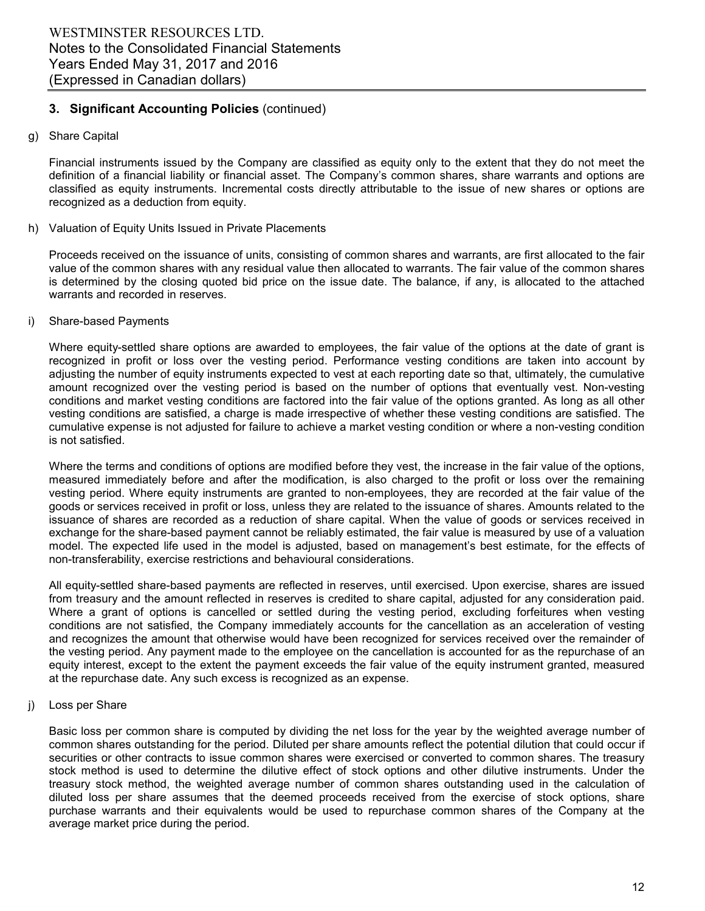## 3. Significant Accounting Policies (continued)

g) Share Capital

Financial instruments issued by the Company are classified as equity only to the extent that they do not meet the definition of a financial liability or financial asset. The Company's common shares, share warrants and options are classified as equity instruments. Incremental costs directly attributable to the issue of new shares or options are recognized as a deduction from equity.

h) Valuation of Equity Units Issued in Private Placements

Proceeds received on the issuance of units, consisting of common shares and warrants, are first allocated to the fair value of the common shares with any residual value then allocated to warrants. The fair value of the common shares is determined by the closing quoted bid price on the issue date. The balance, if any, is allocated to the attached warrants and recorded in reserves.

i) Share-based Payments

Where equity-settled share options are awarded to employees, the fair value of the options at the date of grant is recognized in profit or loss over the vesting period. Performance vesting conditions are taken into account by adjusting the number of equity instruments expected to vest at each reporting date so that, ultimately, the cumulative amount recognized over the vesting period is based on the number of options that eventually vest. Non-vesting conditions and market vesting conditions are factored into the fair value of the options granted. As long as all other vesting conditions are satisfied, a charge is made irrespective of whether these vesting conditions are satisfied. The cumulative expense is not adjusted for failure to achieve a market vesting condition or where a non-vesting condition is not satisfied.

Where the terms and conditions of options are modified before they vest, the increase in the fair value of the options, measured immediately before and after the modification, is also charged to the profit or loss over the remaining vesting period. Where equity instruments are granted to non-employees, they are recorded at the fair value of the goods or services received in profit or loss, unless they are related to the issuance of shares. Amounts related to the issuance of shares are recorded as a reduction of share capital. When the value of goods or services received in exchange for the share-based payment cannot be reliably estimated, the fair value is measured by use of a valuation model. The expected life used in the model is adjusted, based on management's best estimate, for the effects of non-transferability, exercise restrictions and behavioural considerations.

All equity-settled share-based payments are reflected in reserves, until exercised. Upon exercise, shares are issued from treasury and the amount reflected in reserves is credited to share capital, adjusted for any consideration paid. Where a grant of options is cancelled or settled during the vesting period, excluding forfeitures when vesting conditions are not satisfied, the Company immediately accounts for the cancellation as an acceleration of vesting and recognizes the amount that otherwise would have been recognized for services received over the remainder of the vesting period. Any payment made to the employee on the cancellation is accounted for as the repurchase of an equity interest, except to the extent the payment exceeds the fair value of the equity instrument granted, measured at the repurchase date. Any such excess is recognized as an expense.

j) Loss per Share

Basic loss per common share is computed by dividing the net loss for the year by the weighted average number of common shares outstanding for the period. Diluted per share amounts reflect the potential dilution that could occur if securities or other contracts to issue common shares were exercised or converted to common shares. The treasury stock method is used to determine the dilutive effect of stock options and other dilutive instruments. Under the treasury stock method, the weighted average number of common shares outstanding used in the calculation of diluted loss per share assumes that the deemed proceeds received from the exercise of stock options, share purchase warrants and their equivalents would be used to repurchase common shares of the Company at the average market price during the period.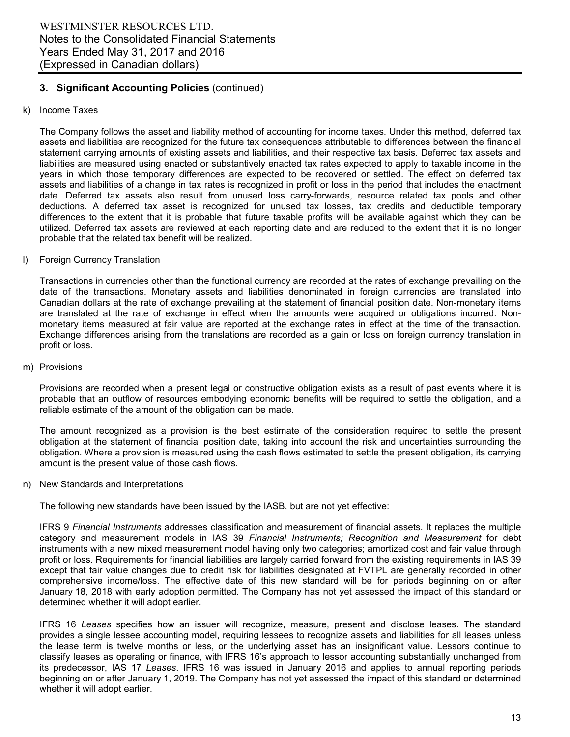## 3. Significant Accounting Policies (continued)

k) Income Taxes

The Company follows the asset and liability method of accounting for income taxes. Under this method, deferred tax assets and liabilities are recognized for the future tax consequences attributable to differences between the financial statement carrying amounts of existing assets and liabilities, and their respective tax basis. Deferred tax assets and liabilities are measured using enacted or substantively enacted tax rates expected to apply to taxable income in the years in which those temporary differences are expected to be recovered or settled. The effect on deferred tax assets and liabilities of a change in tax rates is recognized in profit or loss in the period that includes the enactment date. Deferred tax assets also result from unused loss carry-forwards, resource related tax pools and other deductions. A deferred tax asset is recognized for unused tax losses, tax credits and deductible temporary differences to the extent that it is probable that future taxable profits will be available against which they can be utilized. Deferred tax assets are reviewed at each reporting date and are reduced to the extent that it is no longer probable that the related tax benefit will be realized.

l) Foreign Currency Translation

Transactions in currencies other than the functional currency are recorded at the rates of exchange prevailing on the date of the transactions. Monetary assets and liabilities denominated in foreign currencies are translated into Canadian dollars at the rate of exchange prevailing at the statement of financial position date. Non-monetary items are translated at the rate of exchange in effect when the amounts were acquired or obligations incurred. Non-monetary items measured at fair value are reported at the exchange rates in effect at the time of the transaction. Exchange differences arising from the translations are recorded as a gain or loss on foreign currency translation in profit or loss.

m) Provisions

Provisions are recorded when a present legal or constructive obligation exists as a result of past events where it is probable that an outflow of resources embodying economic benefits will be required to settle the obligation, and a reliable estimate of the amount of the obligation can be made.

The amount recognized as a provision is the best estimate of the consideration required to settle the present obligation at the statement of financial position date, taking into account the risk and uncertainties surrounding the obligation. Where a provision is measured using the cash flows estimated to settle the present obligation, its carrying amount is the present value of those cash flows.

n) New Standards and Interpretations

The following new standards have been issued by the IASB, but are not yet effective:

IFRS 9 *Financial Instruments* addresses classification and measurement of financial assets. It replaces the multiple category and measurement models in IAS 39 *Financial Instruments; Recognition and Measurement* for debt instruments with a new mixed measurement model having only two categories; amortized cost and fair value through profit or loss. Requirements for financial liabilities are largely carried forward from the existing requirements in IAS 39 except that fair value changes due to credit risk for liabilities designated at FVTPL are generally recorded in other comprehensive income/loss. The effective date of this new standard will be for periods beginning on or after January 18, 2018 with early adoption permitted. The Company has not yet assessed the impact of this standard or determined whether it will adopt earlier.

IFRS 16 *Leases* specifies how an issuer will recognize, measure, present and disclose leases. The standard provides a single lessee accounting model, requiring lessees to recognize assets and liabilities for all leases unless the lease term is twelve months or less, or the underlying asset has an insignificant value. Lessors continue to classify leases as operating or finance, with IFRS 16's approach to lessor accounting substantially unchanged from its predecessor, IAS 17 *Leases*. IFRS 16 was issued in January 2016 and applies to annual reporting periods beginning on or after January 1, 2019. The Company has not yet assessed the impact of this standard or determined whether it will adopt earlier.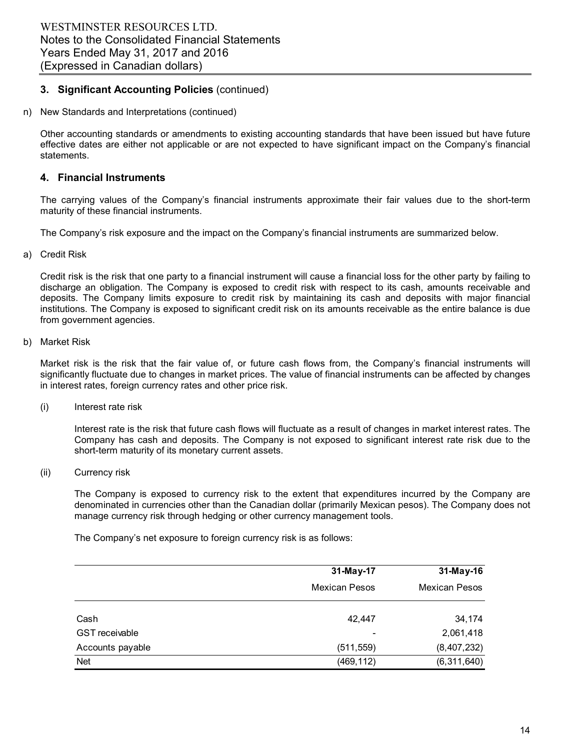## 3. Significant Accounting Policies (continued)

n) New Standards and Interpretations (continued)

Other accounting standards or amendments to existing accounting standards that have been issued but have future effective dates are either not applicable or are not expected to have significant impact on the Company's financial statements.

## 4. Financial Instruments

The carrying values of the Company's financial instruments approximate their fair values due to the short-term maturity of these financial instruments.

The Company's risk exposure and the impact on the Company's financial instruments are summarized below.

a) Credit Risk

Credit risk is the risk that one party to a financial instrument will cause a financial loss for the other party by failing to discharge an obligation. The Company is exposed to credit risk with respect to its cash, amounts receivable and deposits. The Company limits exposure to credit risk by maintaining its cash and deposits with major financial institutions. The Company is exposed to significant credit risk on its amounts receivable as the entire balance is due from government agencies.

b) Market Risk

Market risk is the risk that the fair value of, or future cash flows from, the Company's financial instruments will significantly fluctuate due to changes in market prices. The value of financial instruments can be affected by changes in interest rates, foreign currency rates and other price risk.

(i) Interest rate risk

Interest rate is the risk that future cash flows will fluctuate as a result of changes in market interest rates. The Company has cash and deposits. The Company is not exposed to significant interest rate risk due to the short-term maturity of its monetary current assets.

(ii) Currency risk

The Company is exposed to currency risk to the extent that expenditures incurred by the Company are denominated in currencies other than the Canadian dollar (primarily Mexican pesos). The Company does not manage currency risk through hedging or other currency management tools.

The Company's net exposure to foreign currency risk is as follows:

| | 31-May-17 | 31-May-16 |
|---|---|---|
| | Mexican Pesos | Mexican Pesos |
| Cash | 42,447 | 34,174 |
| GST receivable | - | 2,061,418 |
| Accounts payable | (511,559) | (8,407,232) |
| Net | (469,112) | (6,311,640) |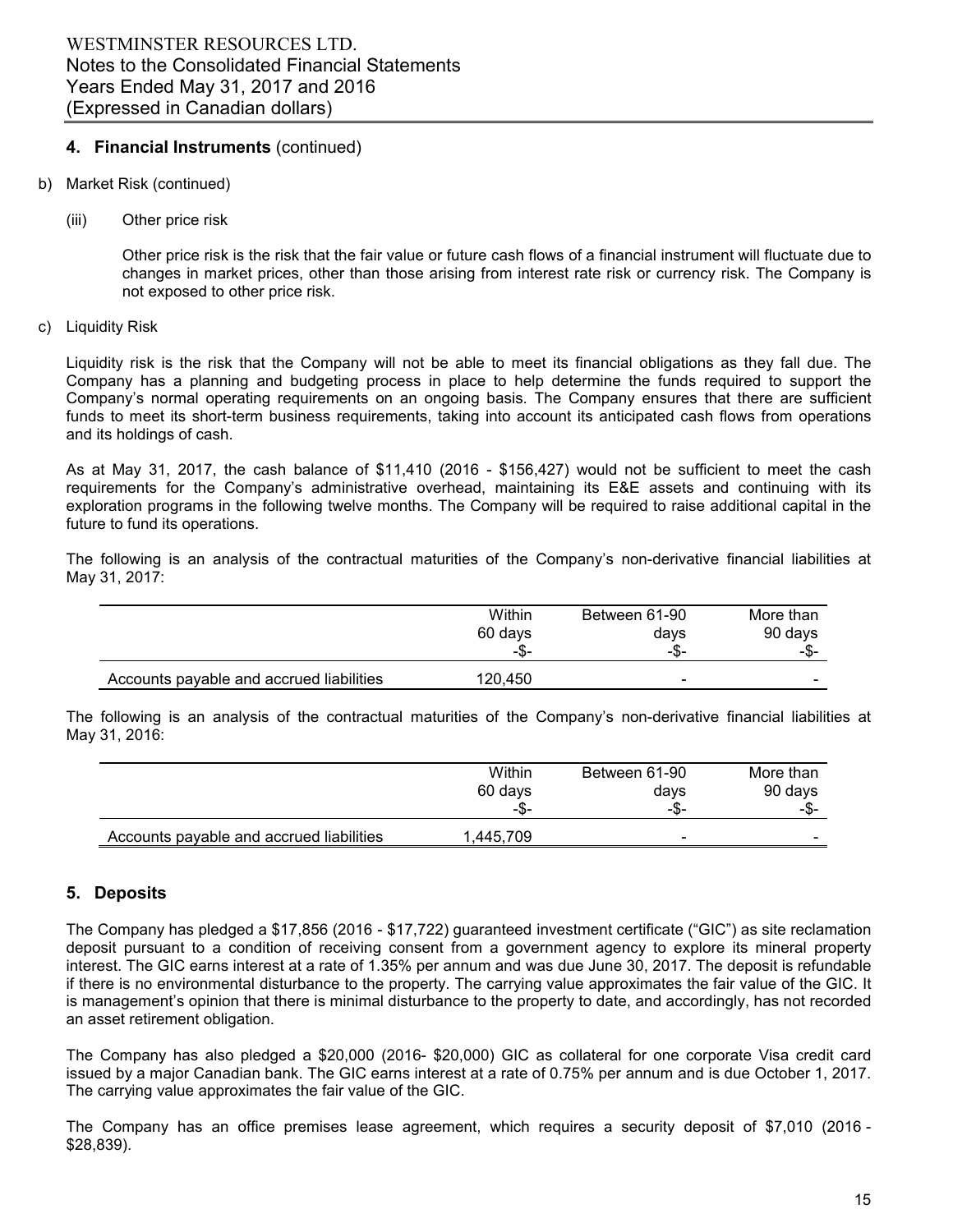## 4. Financial Instruments (continued)

b) Market Risk (continued)

(iii) Other price risk

Other price risk is the risk that the fair value or future cash flows of a financial instrument will fluctuate due to changes in market prices, other than those arising from interest rate risk or currency risk. The Company is not exposed to other price risk.

c) Liquidity Risk

Liquidity risk is the risk that the Company will not be able to meet its financial obligations as they fall due. The Company has a planning and budgeting process in place to help determine the funds required to support the Company's normal operating requirements on an ongoing basis. The Company ensures that there are sufficient funds to meet its short-term business requirements, taking into account its anticipated cash flows from operations and its holdings of cash.

As at May 31, 2017, the cash balance of $11,410 (2016 - $156,427) would not be sufficient to meet the cash requirements for the Company's administrative overhead, maintaining its E&E assets and continuing with its exploration programs in the following twelve months. The Company will be required to raise additional capital in the future to fund its operations.

The following is an analysis of the contractual maturities of the Company's non-derivative financial liabilities at May 31, 2017:

| | Within 60 days -$- | Between 61-90 days -$- | More than 90 days -$- |
|---|---|---|---|
| Accounts payable and accrued liabilities | 120,450 | - | - |

The following is an analysis of the contractual maturities of the Company's non-derivative financial liabilities at May 31, 2016:

| | Within 60 days -$- | Between 61-90 days -$- | More than 90 days -$- |
|---|---|---|---|
| Accounts payable and accrued liabilities | 1,445,709 | - | - |

## 5. Deposits

The Company has pledged a $17,856 (2016 - $17,722) guaranteed investment certificate ("GIC") as site reclamation deposit pursuant to a condition of receiving consent from a government agency to explore its mineral property interest. The GIC earns interest at a rate of 1.35% per annum and was due June 30, 2017. The deposit is refundable if there is no environmental disturbance to the property. The carrying value approximates the fair value of the GIC. It is management's opinion that there is minimal disturbance to the property to date, and accordingly, has not recorded an asset retirement obligation.

The Company has also pledged a $20,000 (2016- $20,000) GIC as collateral for one corporate Visa credit card issued by a major Canadian bank. The GIC earns interest at a rate of 0.75% per annum and is due October 1, 2017. The carrying value approximates the fair value of the GIC.

The Company has an office premises lease agreement, which requires a security deposit of $7,010 (2016 - $28,839).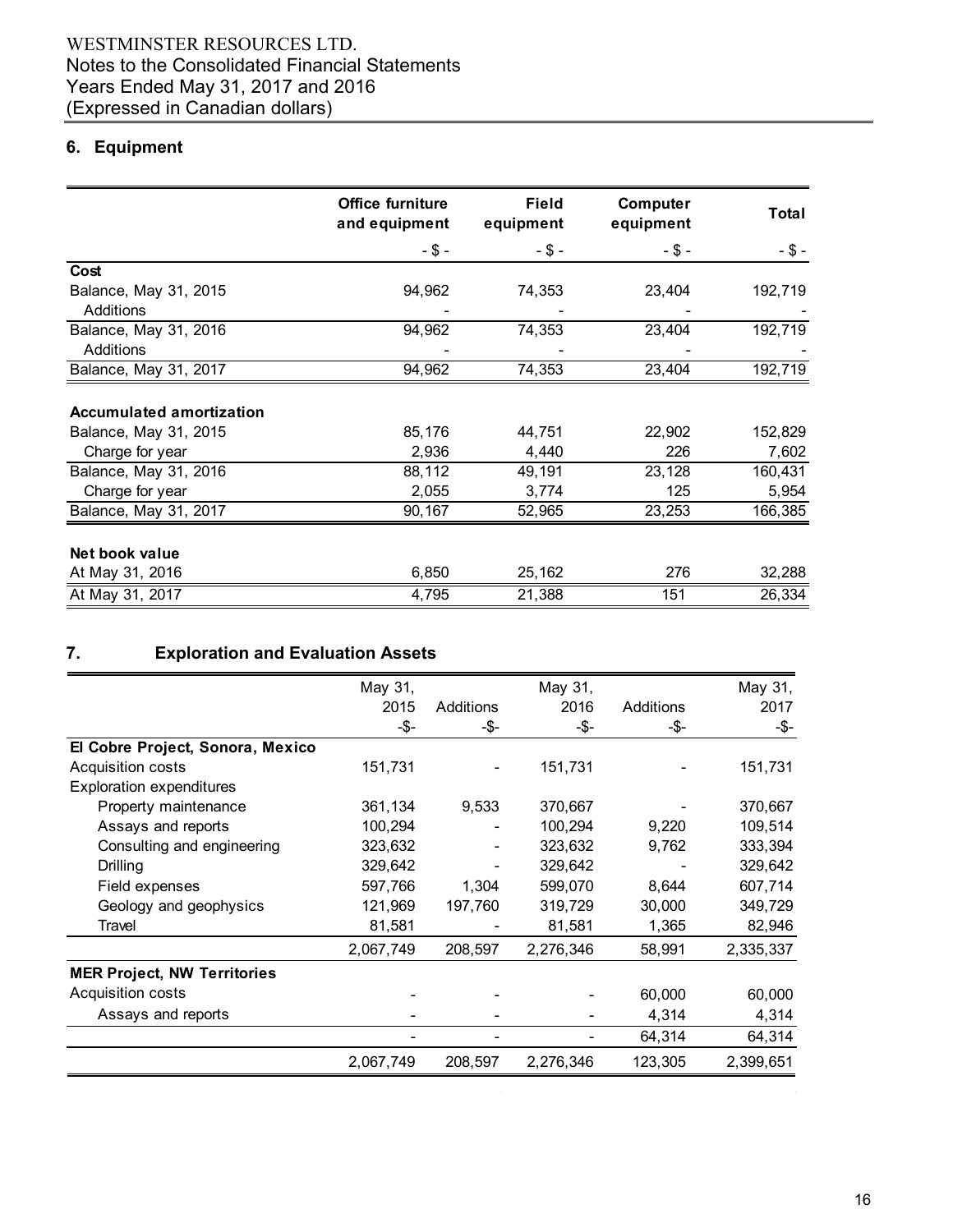## 6. Equipment

| | Office furniture and equipment | Field equipment | Computer equipment | Total |
|---|---|---|---|---|
| | - $ - | - $ - | - $ - | - $ - |
| **Cost** | | | | |
| Balance, May 31, 2015 | 94,962 | 74,353 | 23,404 | 192,719 |
| Additions | - | - | - | - |
| Balance, May 31, 2016 | 94,962 | 74,353 | 23,404 | 192,719 |
| Additions | - | - | - | - |
| Balance, May 31, 2017 | 94,962 | 74,353 | 23,404 | 192,719 |
| **Accumulated amortization** | | | | |
| Balance, May 31, 2015 | 85,176 | 44,751 | 22,902 | 152,829 |
| Charge for year | 2,936 | 4,440 | 226 | 7,602 |
| Balance, May 31, 2016 | 88,112 | 49,191 | 23,128 | 160,431 |
| Charge for year | 2,055 | 3,774 | 125 | 5,954 |
| Balance, May 31, 2017 | 90,167 | 52,965 | 23,253 | 166,385 |
| **Net book value** | | | | |
| At May 31, 2016 | 6,850 | 25,162 | 276 | 32,288 |
| At May 31, 2017 | 4,795 | 21,388 | 151 | 26,334 |

## 7. Exploration and Evaluation Assets

| | May 31, 2015 | Additions | May 31, 2016 | Additions | May 31, 2017 |
|---|---|---|---|---|---|
| | -$- | -$- | -$- | -$- | -$- |
| **El Cobre Project, Sonora, Mexico** | | | | | |
| Acquisition costs | 151,731 | - | 151,731 | - | 151,731 |
| Exploration expenditures | | | | | |
| Property maintenance | 361,134 | 9,533 | 370,667 | - | 370,667 |
| Assays and reports | 100,294 | - | 100,294 | 9,220 | 109,514 |
| Consulting and engineering | 323,632 | - | 323,632 | 9,762 | 333,394 |
| Drilling | 329,642 | - | 329,642 | - | 329,642 |
| Field expenses | 597,766 | 1,304 | 599,070 | 8,644 | 607,714 |
| Geology and geophysics | 121,969 | 197,760 | 319,729 | 30,000 | 349,729 |
| Travel | 81,581 | - | 81,581 | 1,365 | 82,946 |
| | 2,067,749 | 208,597 | 2,276,346 | 58,991 | 2,335,337 |
| **MER Project, NW Territories** | | | | | |
| Acquisition costs | - | - | - | 60,000 | 60,000 |
| Assays and reports | - | - | - | 4,314 | 4,314 |
| | - | - | - | 64,314 | 64,314 |
| | 2,067,749 | 208,597 | 2,276,346 | 123,305 | 2,399,651 |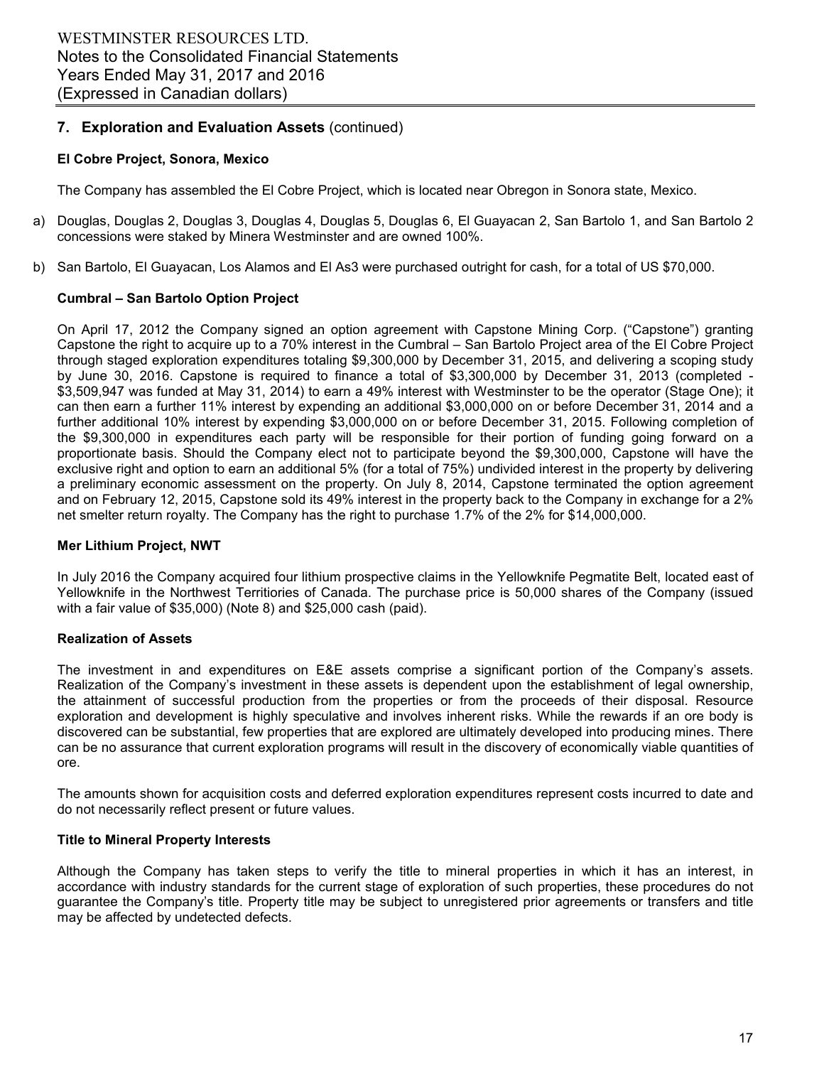## 7. Exploration and Evaluation Assets (continued)

### El Cobre Project, Sonora, Mexico

The Company has assembled the El Cobre Project, which is located near Obregon in Sonora state, Mexico.

a) Douglas, Douglas 2, Douglas 3, Douglas 4, Douglas 5, Douglas 6, El Guayacan 2, San Bartolo 1, and San Bartolo 2 concessions were staked by Minera Westminster and are owned 100%.

b) San Bartolo, El Guayacan, Los Alamos and El As3 were purchased outright for cash, for a total of US $70,000.

### Cumbral – San Bartolo Option Project

On April 17, 2012 the Company signed an option agreement with Capstone Mining Corp. ("Capstone") granting Capstone the right to acquire up to a 70% interest in the Cumbral – San Bartolo Project area of the El Cobre Project through staged exploration expenditures totaling $9,300,000 by December 31, 2015, and delivering a scoping study by June 30, 2016. Capstone is required to finance a total of $3,300,000 by December 31, 2013 (completed - $3,509,947 was funded at May 31, 2014) to earn a 49% interest with Westminster to be the operator (Stage One); it can then earn a further 11% interest by expending an additional $3,000,000 on or before December 31, 2014 and a further additional 10% interest by expending $3,000,000 on or before December 31, 2015. Following completion of the $9,300,000 in expenditures each party will be responsible for their portion of funding going forward on a proportionate basis. Should the Company elect not to participate beyond the $9,300,000, Capstone will have the exclusive right and option to earn an additional 5% (for a total of 75%) undivided interest in the property by delivering a preliminary economic assessment on the property. On July 8, 2014, Capstone terminated the option agreement and on February 12, 2015, Capstone sold its 49% interest in the property back to the Company in exchange for a 2% net smelter return royalty. The Company has the right to purchase 1.7% of the 2% for $14,000,000.

### Mer Lithium Project, NWT

In July 2016 the Company acquired four lithium prospective claims in the Yellowknife Pegmatite Belt, located east of Yellowknife in the Northwest Territiories of Canada. The purchase price is 50,000 shares of the Company (issued with a fair value of $35,000) (Note 8) and $25,000 cash (paid).

### Realization of Assets

The investment in and expenditures on E&E assets comprise a significant portion of the Company's assets. Realization of the Company's investment in these assets is dependent upon the establishment of legal ownership, the attainment of successful production from the properties or from the proceeds of their disposal. Resource exploration and development is highly speculative and involves inherent risks. While the rewards if an ore body is discovered can be substantial, few properties that are explored are ultimately developed into producing mines. There can be no assurance that current exploration programs will result in the discovery of economically viable quantities of ore.

The amounts shown for acquisition costs and deferred exploration expenditures represent costs incurred to date and do not necessarily reflect present or future values.

### Title to Mineral Property Interests

Although the Company has taken steps to verify the title to mineral properties in which it has an interest, in accordance with industry standards for the current stage of exploration of such properties, these procedures do not guarantee the Company's title. Property title may be subject to unregistered prior agreements or transfers and title may be affected by undetected defects.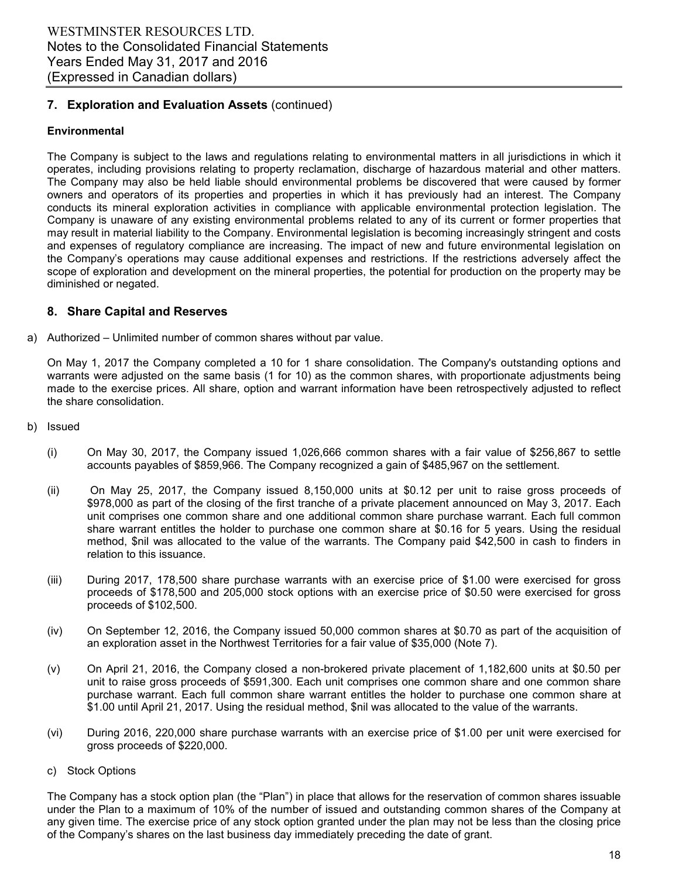## 7. Exploration and Evaluation Assets (continued)

### Environmental

The Company is subject to the laws and regulations relating to environmental matters in all jurisdictions in which it operates, including provisions relating to property reclamation, discharge of hazardous material and other matters. The Company may also be held liable should environmental problems be discovered that were caused by former owners and operators of its properties and properties in which it has previously had an interest. The Company conducts its mineral exploration activities in compliance with applicable environmental protection legislation. The Company is unaware of any existing environmental problems related to any of its current or former properties that may result in material liability to the Company. Environmental legislation is becoming increasingly stringent and costs and expenses of regulatory compliance are increasing. The impact of new and future environmental legislation on the Company's operations may cause additional expenses and restrictions. If the restrictions adversely affect the scope of exploration and development on the mineral properties, the potential for production on the property may be diminished or negated.

## 8. Share Capital and Reserves

a) Authorized – Unlimited number of common shares without par value.

On May 1, 2017 the Company completed a 10 for 1 share consolidation. The Company's outstanding options and warrants were adjusted on the same basis (1 for 10) as the common shares, with proportionate adjustments being made to the exercise prices. All share, option and warrant information have been retrospectively adjusted to reflect the share consolidation.

b) Issued

(i) On May 30, 2017, the Company issued 1,026,666 common shares with a fair value of $256,867 to settle accounts payables of $859,966. The Company recognized a gain of $485,967 on the settlement.

(ii) On May 25, 2017, the Company issued 8,150,000 units at $0.12 per unit to raise gross proceeds of $978,000 as part of the closing of the first tranche of a private placement announced on May 3, 2017. Each unit comprises one common share and one additional common share purchase warrant. Each full common share warrant entitles the holder to purchase one common share at $0.16 for 5 years. Using the residual method, $nil was allocated to the value of the warrants. The Company paid $42,500 in cash to finders in relation to this issuance.

(iii) During 2017, 178,500 share purchase warrants with an exercise price of $1.00 were exercised for gross proceeds of $178,500 and 205,000 stock options with an exercise price of $0.50 were exercised for gross proceeds of $102,500.

(iv) On September 12, 2016, the Company issued 50,000 common shares at $0.70 as part of the acquisition of an exploration asset in the Northwest Territories for a fair value of $35,000 (Note 7).

(v) On April 21, 2016, the Company closed a non-brokered private placement of 1,182,600 units at $0.50 per unit to raise gross proceeds of $591,300. Each unit comprises one common share and one common share purchase warrant. Each full common share warrant entitles the holder to purchase one common share at $1.00 until April 21, 2017. Using the residual method, $nil was allocated to the value of the warrants.

(vi) During 2016, 220,000 share purchase warrants with an exercise price of $1.00 per unit were exercised for gross proceeds of $220,000.

c) Stock Options

The Company has a stock option plan (the "Plan") in place that allows for the reservation of common shares issuable under the Plan to a maximum of 10% of the number of issued and outstanding common shares of the Company at any given time. The exercise price of any stock option granted under the plan may not be less than the closing price of the Company's shares on the last business day immediately preceding the date of grant.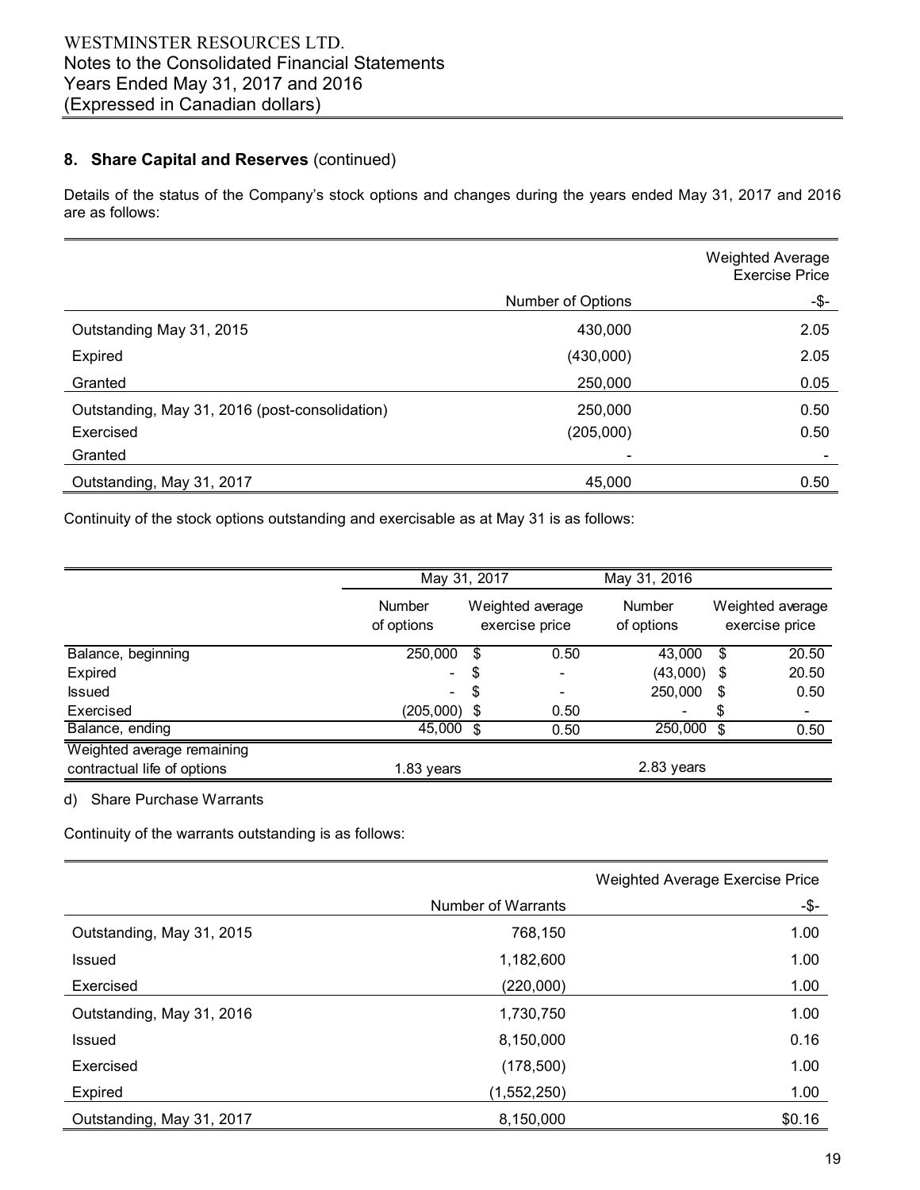## 8. Share Capital and Reserves (continued)

Details of the status of the Company's stock options and changes during the years ended May 31, 2017 and 2016 are as follows:

| | Number of Options | Weighted Average Exercise Price -$- |
|---|---|---|
| Outstanding May 31, 2015 | 430,000 | 2.05 |
| Expired | (430,000) | 2.05 |
| Granted | 250,000 | 0.05 |
| Outstanding, May 31, 2016 (post-consolidation) | 250,000 | 0.50 |
| Exercised | (205,000) | 0.50 |
| Granted | - | - |
| Outstanding, May 31, 2017 | 45,000 | 0.50 |

Continuity of the stock options outstanding and exercisable as at May 31 is as follows:

| | May 31, 2017 | | May 31, 2016 | |
|---|---|---|---|---|
| | Number of options | Weighted average exercise price | Number of options | Weighted average exercise price |
| Balance, beginning | 250,000 | $ 0.50 | 43,000 | $ 20.50 |
| Expired | - | $ - | (43,000) | $ 20.50 |
| Issued | - | $ - | 250,000 | $ 0.50 |
| Exercised | (205,000) | $ 0.50 | - | $ - |
| Balance, ending | 45,000 | $ 0.50 | 250,000 | $ 0.50 |
| Weighted average remaining contractual life of options | 1.83 years | | 2.83 years | |

d) Share Purchase Warrants

Continuity of the warrants outstanding is as follows:

| | Number of Warrants | Weighted Average Exercise Price -$- |
|---|---|---|
| Outstanding, May 31, 2015 | 768,150 | 1.00 |
| Issued | 1,182,600 | 1.00 |
| Exercised | (220,000) | 1.00 |
| Outstanding, May 31, 2016 | 1,730,750 | 1.00 |
| Issued | 8,150,000 | 0.16 |
| Exercised | (178,500) | 1.00 |
| Expired | (1,552,250) | 1.00 |
| Outstanding, May 31, 2017 | 8,150,000 | $0.16 |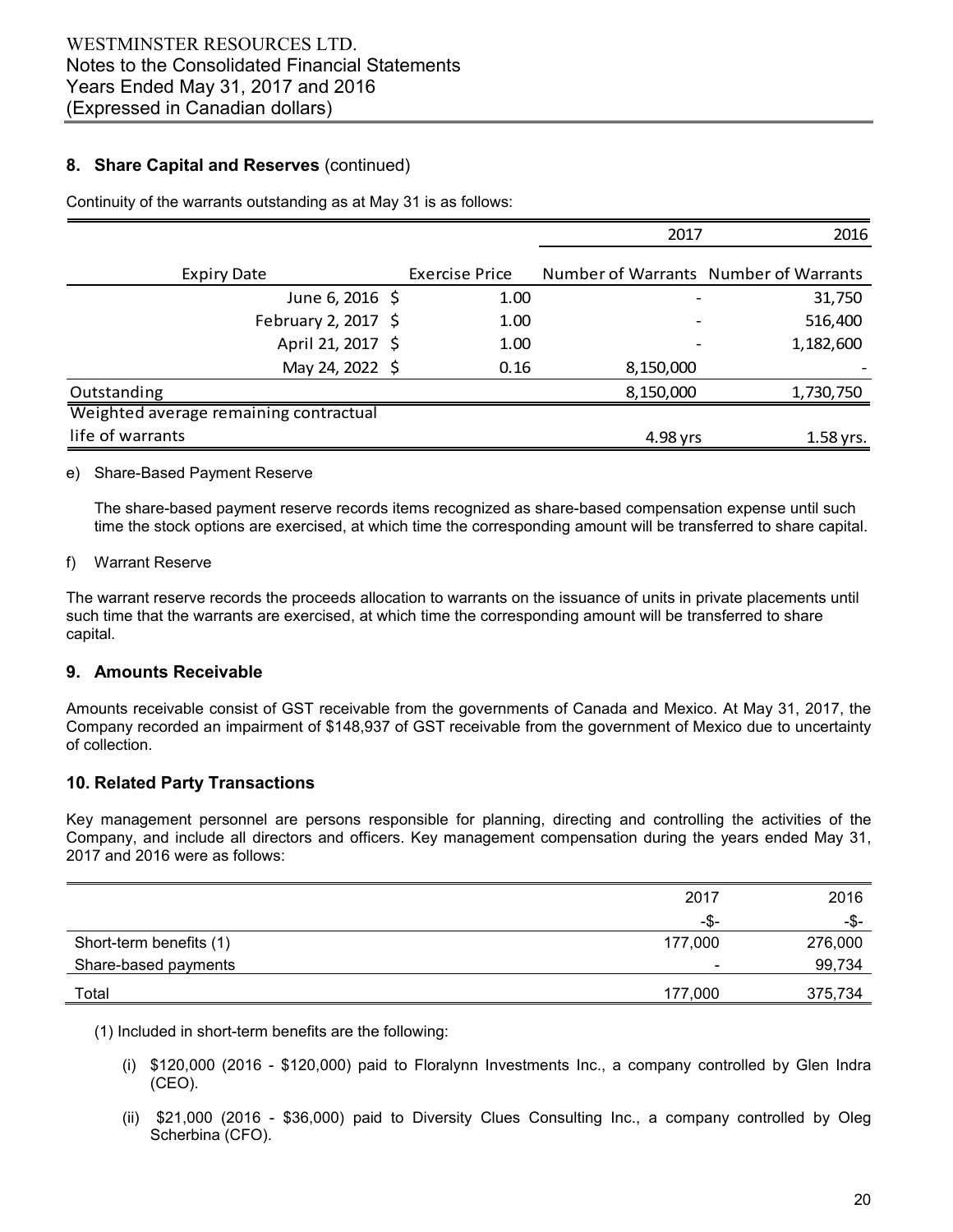## 8. Share Capital and Reserves (continued)

Continuity of the warrants outstanding as at May 31 is as follows:

| | | 2017 | 2016 |
|---|---|---|---|
| Expiry Date | Exercise Price | Number of Warrants | Number of Warrants |
| June 6, 2016 | $ 1.00 | - | 31,750 |
| February 2, 2017 | $ 1.00 | - | 516,400 |
| April 21, 2017 | $ 1.00 | - | 1,182,600 |
| May 24, 2022 | $ 0.16 | 8,150,000 | - |
| Outstanding | | 8,150,000 | 1,730,750 |
| Weighted average remaining contractual life of warrants | | 4.98 yrs | 1.58 yrs. |

e) Share-Based Payment Reserve

The share-based payment reserve records items recognized as share-based compensation expense until such time the stock options are exercised, at which time the corresponding amount will be transferred to share capital.

f) Warrant Reserve

The warrant reserve records the proceeds allocation to warrants on the issuance of units in private placements until such time that the warrants are exercised, at which time the corresponding amount will be transferred to share capital.

## 9. Amounts Receivable

Amounts receivable consist of GST receivable from the governments of Canada and Mexico. At May 31, 2017, the Company recorded an impairment of $148,937 of GST receivable from the government of Mexico due to uncertainty of collection.

## 10. Related Party Transactions

Key management personnel are persons responsible for planning, directing and controlling the activities of the Company, and include all directors and officers. Key management compensation during the years ended May 31, 2017 and 2016 were as follows:

| | 2017 | 2016 |
|---|---|---|
| | -$- | -$- |
| Short-term benefits (1) | 177,000 | 276,000 |
| Share-based payments | - | 99,734 |
| Total | 177,000 | 375,734 |

(1) Included in short-term benefits are the following:

(i) $120,000 (2016 - $120,000) paid to Floralynn Investments Inc., a company controlled by Glen Indra (CEO).

(ii) $21,000 (2016 - $36,000) paid to Diversity Clues Consulting Inc., a company controlled by Oleg Scherbina (CFO).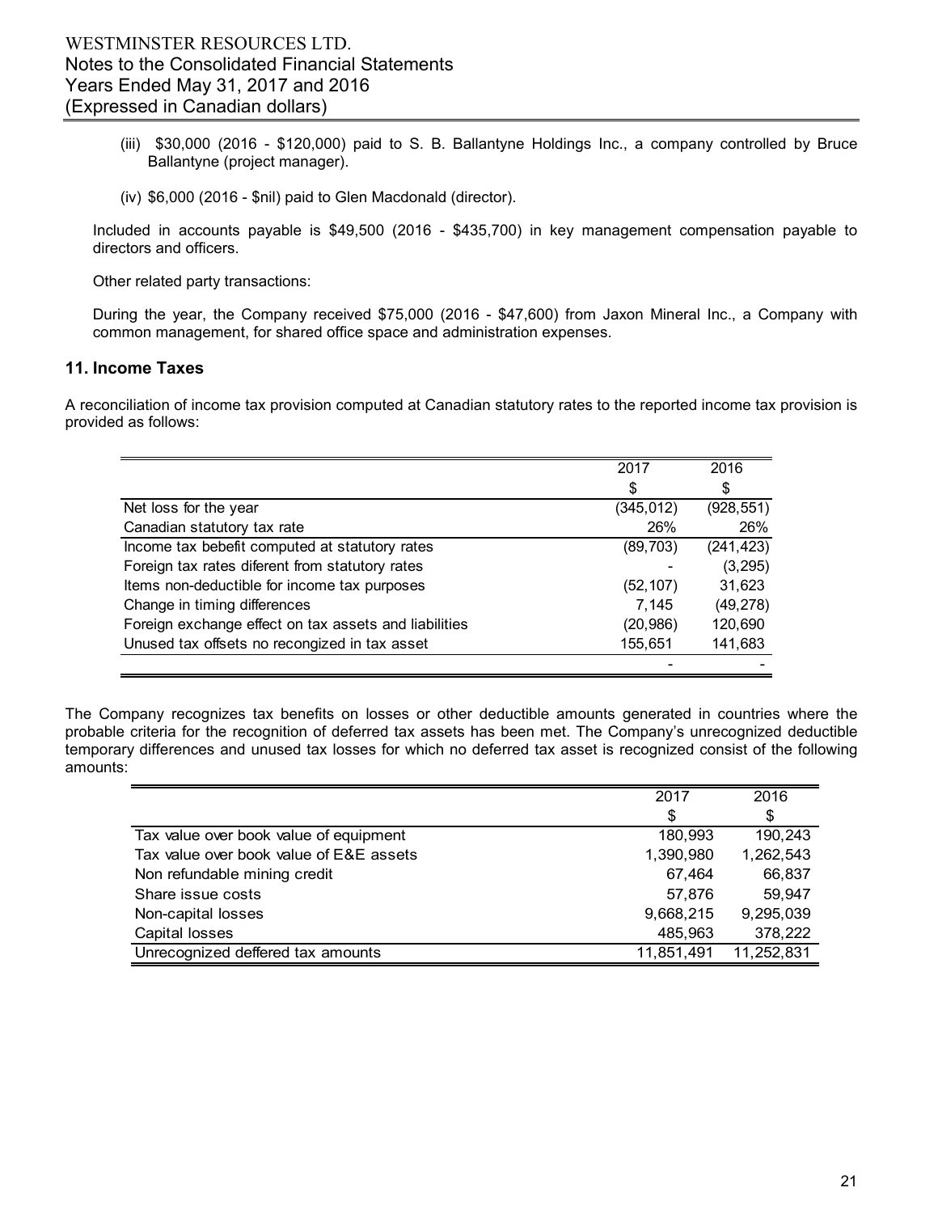(iii) $30,000 (2016 - $120,000) paid to S. B. Ballantyne Holdings Inc., a company controlled by Bruce Ballantyne (project manager).

(iv) $6,000 (2016 - $nil) paid to Glen Macdonald (director).

Included in accounts payable is $49,500 (2016 - $435,700) in key management compensation payable to directors and officers.

Other related party transactions:

During the year, the Company received $75,000 (2016 - $47,600) from Jaxon Mineral Inc., a Company with common management, for shared office space and administration expenses.

## 11. Income Taxes

A reconciliation of income tax provision computed at Canadian statutory rates to the reported income tax provision is provided as follows:

| | 2017 | 2016 |
|---|---|---|
| | $ | $ |
| Net loss for the year | (345,012) | (928,551) |
| Canadian statutory tax rate | 26% | 26% |
| Income tax bebefit computed at statutory rates | (89,703) | (241,423) |
| Foreign tax rates diferent from statutory rates | - | (3,295) |
| Items non-deductible for income tax purposes | (52,107) | 31,623 |
| Change in timing differences | 7,145 | (49,278) |
| Foreign exchange effect on tax assets and liabilities | (20,986) | 120,690 |
| Unused tax offsets no recongized in tax asset | 155,651 | 141,683 |
| | - | - |

The Company recognizes tax benefits on losses or other deductible amounts generated in countries where the probable criteria for the recognition of deferred tax assets has been met. The Company's unrecognized deductible temporary differences and unused tax losses for which no deferred tax asset is recognized consist of the following amounts:

| | 2017 | 2016 |
|---|---|---|
| | $ | $ |
| Tax value over book value of equipment | 180,993 | 190,243 |
| Tax value over book value of E&E assets | 1,390,980 | 1,262,543 |
| Non refundable mining credit | 67,464 | 66,837 |
| Share issue costs | 57,876 | 59,947 |
| Non-capital losses | 9,668,215 | 9,295,039 |
| Capital losses | 485,963 | 378,222 |
| Unrecognized deffered tax amounts | 11,851,491 | 11,252,831 |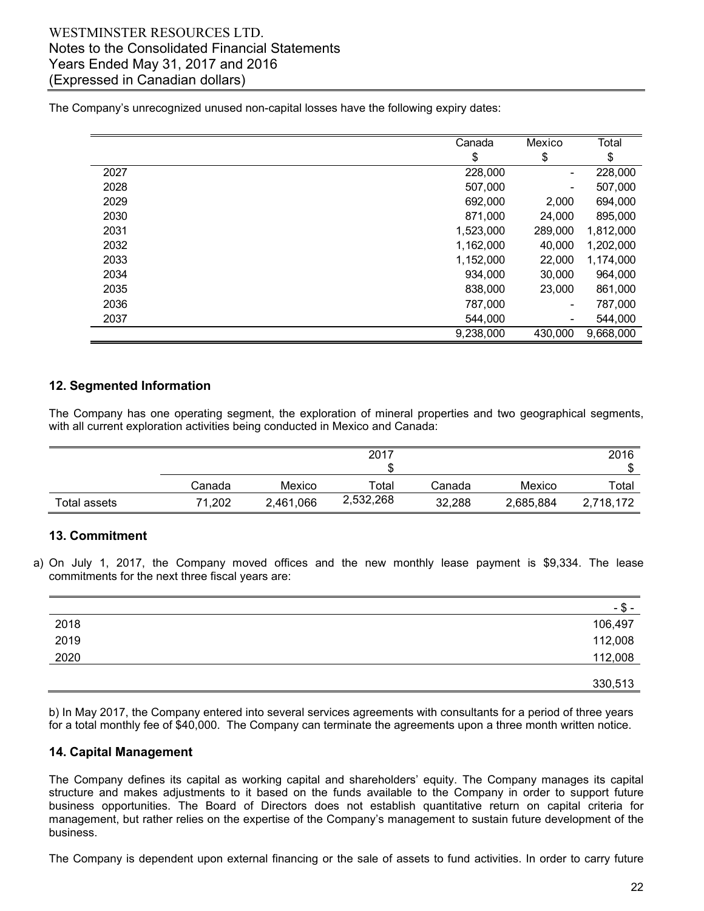The Company's unrecognized unused non-capital losses have the following expiry dates:

| | Canada<br>$ | Mexico<br>$ | Total<br>$ |
|---|---|---|---|
| 2027 | 228,000 | - | 228,000 |
| 2028 | 507,000 | - | 507,000 |
| 2029 | 692,000 | 2,000 | 694,000 |
| 2030 | 871,000 | 24,000 | 895,000 |
| 2031 | 1,523,000 | 289,000 | 1,812,000 |
| 2032 | 1,162,000 | 40,000 | 1,202,000 |
| 2033 | 1,152,000 | 22,000 | 1,174,000 |
| 2034 | 934,000 | 30,000 | 964,000 |
| 2035 | 838,000 | 23,000 | 861,000 |
| 2036 | 787,000 | - | 787,000 |
| 2037 | 544,000 | - | 544,000 |
| | 9,238,000 | 430,000 | 9,668,000 |

## 12. Segmented Information

The Company has one operating segment, the exploration of mineral properties and two geographical segments, with all current exploration activities being conducted in Mexico and Canada:

| | | | 2017<br>$ | | | 2016<br>$ |
|---|---|---|---|---|---|---|
| | Canada | Mexico | Total | Canada | Mexico | Total |
| Total assets | 71,202 | 2,461,066 | 2,532,268 | 32,288 | 2,685,884 | 2,718,172 |

## 13. Commitment

a) On July 1, 2017, the Company moved offices and the new monthly lease payment is $9,334. The lease commitments for the next three fiscal years are:

| | - $ - |
|---|---|
| 2018 | 106,497 |
| 2019 | 112,008 |
| 2020 | 112,008 |
| | 330,513 |

b) In May 2017, the Company entered into several services agreements with consultants for a period of three years for a total monthly fee of $40,000. The Company can terminate the agreements upon a three month written notice.

## 14. Capital Management

The Company defines its capital as working capital and shareholders' equity. The Company manages its capital structure and makes adjustments to it based on the funds available to the Company in order to support future business opportunities. The Board of Directors does not establish quantitative return on capital criteria for management, but rather relies on the expertise of the Company's management to sustain future development of the business.

The Company is dependent upon external financing or the sale of assets to fund activities. In order to carry future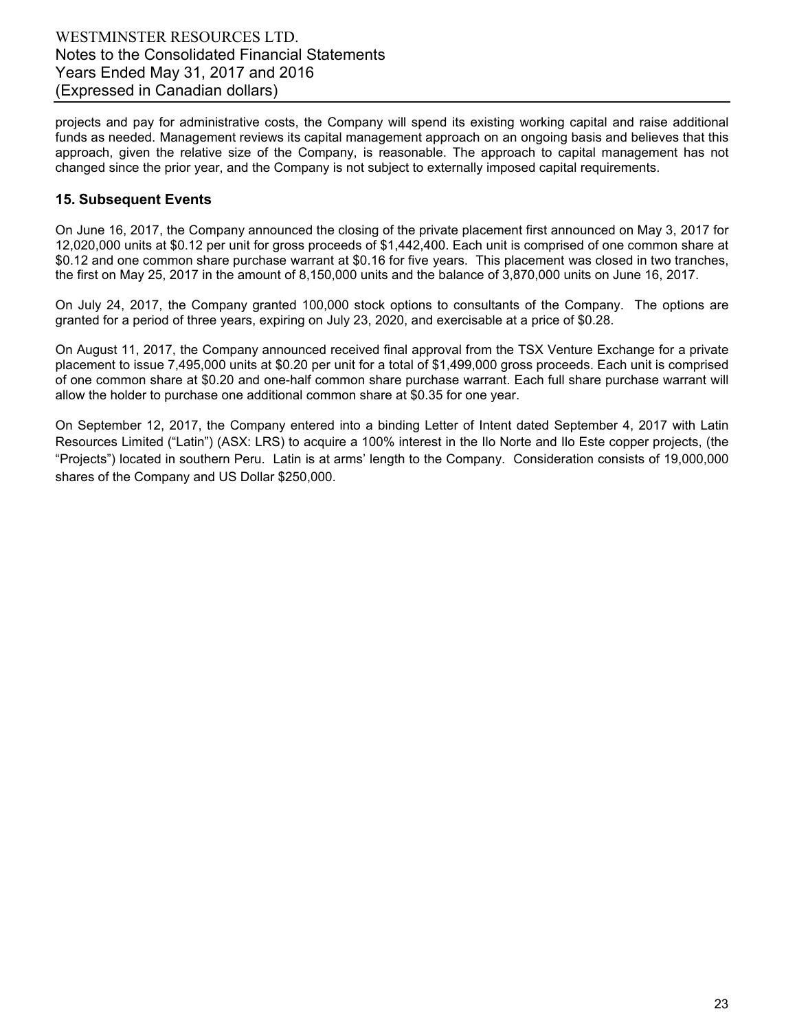projects and pay for administrative costs, the Company will spend its existing working capital and raise additional funds as needed. Management reviews its capital management approach on an ongoing basis and believes that this approach, given the relative size of the Company, is reasonable. The approach to capital management has not changed since the prior year, and the Company is not subject to externally imposed capital requirements.

## 15. Subsequent Events

On June 16, 2017, the Company announced the closing of the private placement first announced on May 3, 2017 for 12,020,000 units at $0.12 per unit for gross proceeds of $1,442,400. Each unit is comprised of one common share at $0.12 and one common share purchase warrant at $0.16 for five years. This placement was closed in two tranches, the first on May 25, 2017 in the amount of 8,150,000 units and the balance of 3,870,000 units on June 16, 2017.

On July 24, 2017, the Company granted 100,000 stock options to consultants of the Company. The options are granted for a period of three years, expiring on July 23, 2020, and exercisable at a price of $0.28.

On August 11, 2017, the Company announced received final approval from the TSX Venture Exchange for a private placement to issue 7,495,000 units at $0.20 per unit for a total of $1,499,000 gross proceeds. Each unit is comprised of one common share at $0.20 and one-half common share purchase warrant. Each full share purchase warrant will allow the holder to purchase one additional common share at $0.35 for one year.

On September 12, 2017, the Company entered into a binding Letter of Intent dated September 4, 2017 with Latin Resources Limited ("Latin") (ASX: LRS) to acquire a 100% interest in the Ilo Norte and Ilo Este copper projects, (the "Projects") located in southern Peru. Latin is at arms' length to the Company. Consideration consists of 19,000,000 shares of the Company and US Dollar $250,000.